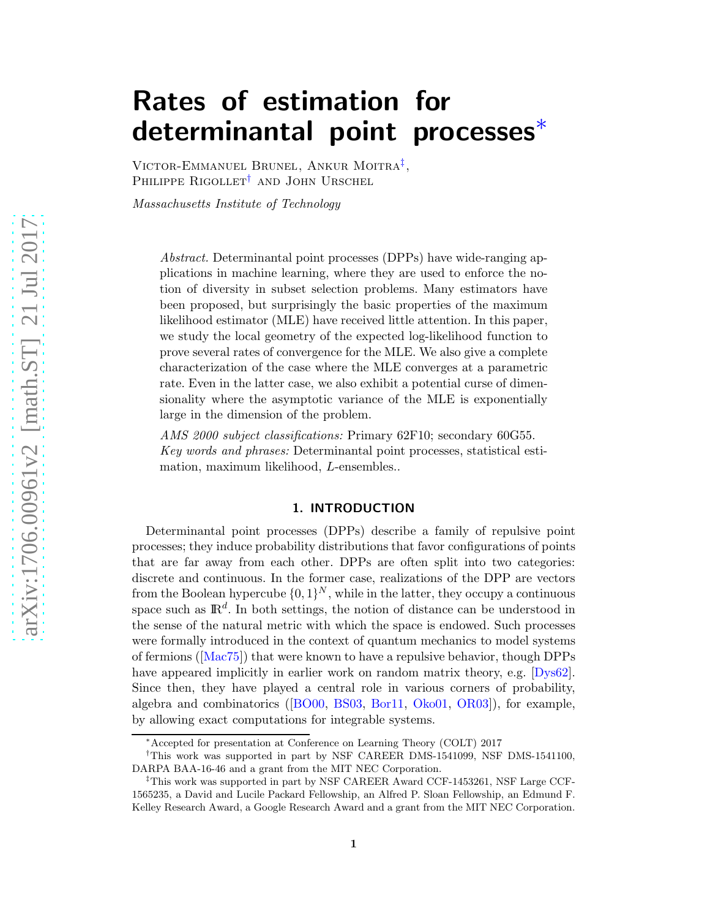# Rates of estimation for determinantal point processes*

Victor-Emmanuel Brunel, Ankur Moitra[‡], Philippe Rigollet[†] and John Urschel

*Massachusetts Institute of Technology*

*Abstract.* Determinantal point processes (DPPs) have wide-ranging applications in machine learning, where they are used to enforce the notion of diversity in subset selection problems. Many estimators have been proposed, but surprisingly the basic properties of the maximum likelihood estimator (MLE) have received little attention. In this paper, we study the local geometry of the expected log-likelihood function to prove several rates of convergence for the MLE. We also give a complete characterization of the case where the MLE converges at a parametric rate. Even in the latter case, we also exhibit a potential curse of dimensionality where the asymptotic variance of the MLE is exponentially large in the dimension of the problem.

*AMS 2000 subject classifications:* Primary 62F10; secondary 60G55.
*Key words and phrases:* Determinantal point processes, statistical estimation, maximum likelihood, $L$-ensembles..

## 1. INTRODUCTION

Determinantal point processes (DPPs) describe a family of repulsive point processes; they induce probability distributions that favor configurations of points that are far away from each other. DPPs are often split into two categories: discrete and continuous. In the former case, realizations of the DPP are vectors from the Boolean hypercube $\{0,1\}^N$, while in the latter, they occupy a continuous space such as $\mathbb{R}^d$. In both settings, the notion of distance can be understood in the sense of the natural metric with which the space is endowed. Such processes were formally introduced in the context of quantum mechanics to model systems of fermions ([Mac75]) that were known to have a repulsive behavior, though DPPs have appeared implicitly in earlier work on random matrix theory, e.g. [Dys62]. Since then, they have played a central role in various corners of probability, algebra and combinatorics ([BO00, BS03, Bor11, Oko01, OR03]), for example, by allowing exact computations for integrable systems.

*Accepted for presentation at Conference on Learning Theory (COLT) 2017

†This work was supported in part by NSF CAREER DMS-1541099, NSF DMS-1541100, DARPA BAA-16-46 and a grant from the MIT NEC Corporation.

‡This work was supported in part by NSF CAREER Award CCF-1453261, NSF Large CCF-1565235, a David and Lucile Packard Fellowship, an Alfred P. Sloan Fellowship, an Edmund F. Kelley Research Award, a Google Research Award and a grant from the MIT NEC Corporation.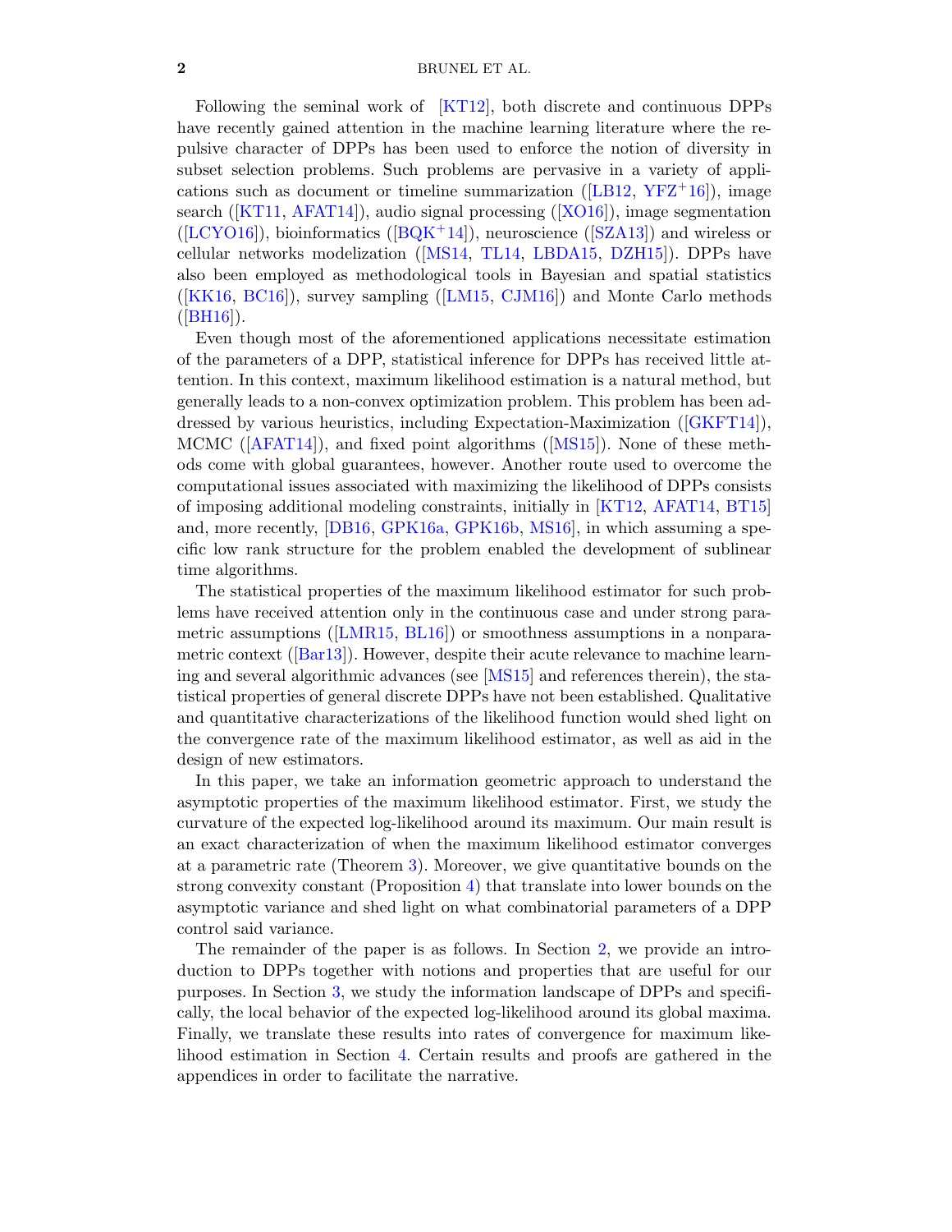Following the seminal work of [KT12], both discrete and continuous DPPs have recently gained attention in the machine learning literature where the repulsive character of DPPs has been used to enforce the notion of diversity in subset selection problems. Such problems are pervasive in a variety of applications such as document or timeline summarization ([LB12, YFZ+16]), image search ([KT11, AFAT14]), audio signal processing ([XO16]), image segmentation ([LCYO16]), bioinformatics ([BQK+14]), neuroscience ([SZA13]) and wireless or cellular networks modelization ([MS14, TL14, LBDA15, DZH15]). DPPs have also been employed as methodological tools in Bayesian and spatial statistics ([KK16, BC16]), survey sampling ([LM15, CJM16]) and Monte Carlo methods ([BH16]).

Even though most of the aforementioned applications necessitate estimation of the parameters of a DPP, statistical inference for DPPs has received little attention. In this context, maximum likelihood estimation is a natural method, but generally leads to a non-convex optimization problem. This problem has been addressed by various heuristics, including Expectation-Maximization ([GKFT14]), MCMC ([AFAT14]), and fixed point algorithms ([MS15]). None of these methods come with global guarantees, however. Another route used to overcome the computational issues associated with maximizing the likelihood of DPPs consists of imposing additional modeling constraints, initially in [KT12, AFAT14, BT15] and, more recently, [DB16, GPK16a, GPK16b, MS16], in which assuming a specific low rank structure for the problem enabled the development of sublinear time algorithms.

The statistical properties of the maximum likelihood estimator for such problems have received attention only in the continuous case and under strong parametric assumptions ([LMR15, BL16]) or smoothness assumptions in a nonparametric context ([Bar13]). However, despite their acute relevance to machine learning and several algorithmic advances (see [MS15] and references therein), the statistical properties of general discrete DPPs have not been established. Qualitative and quantitative characterizations of the likelihood function would shed light on the convergence rate of the maximum likelihood estimator, as well as aid in the design of new estimators.

In this paper, we take an information geometric approach to understand the asymptotic properties of the maximum likelihood estimator. First, we study the curvature of the expected log-likelihood around its maximum. Our main result is an exact characterization of when the maximum likelihood estimator converges at a parametric rate (Theorem 3). Moreover, we give quantitative bounds on the strong convexity constant (Proposition 4) that translate into lower bounds on the asymptotic variance and shed light on what combinatorial parameters of a DPP control said variance.

The remainder of the paper is as follows. In Section 2, we provide an introduction to DPPs together with notions and properties that are useful for our purposes. In Section 3, we study the information landscape of DPPs and specifically, the local behavior of the expected log-likelihood around its global maxima. Finally, we translate these results into rates of convergence for maximum likelihood estimation in Section 4. Certain results and proofs are gathered in the appendices in order to facilitate the narrative.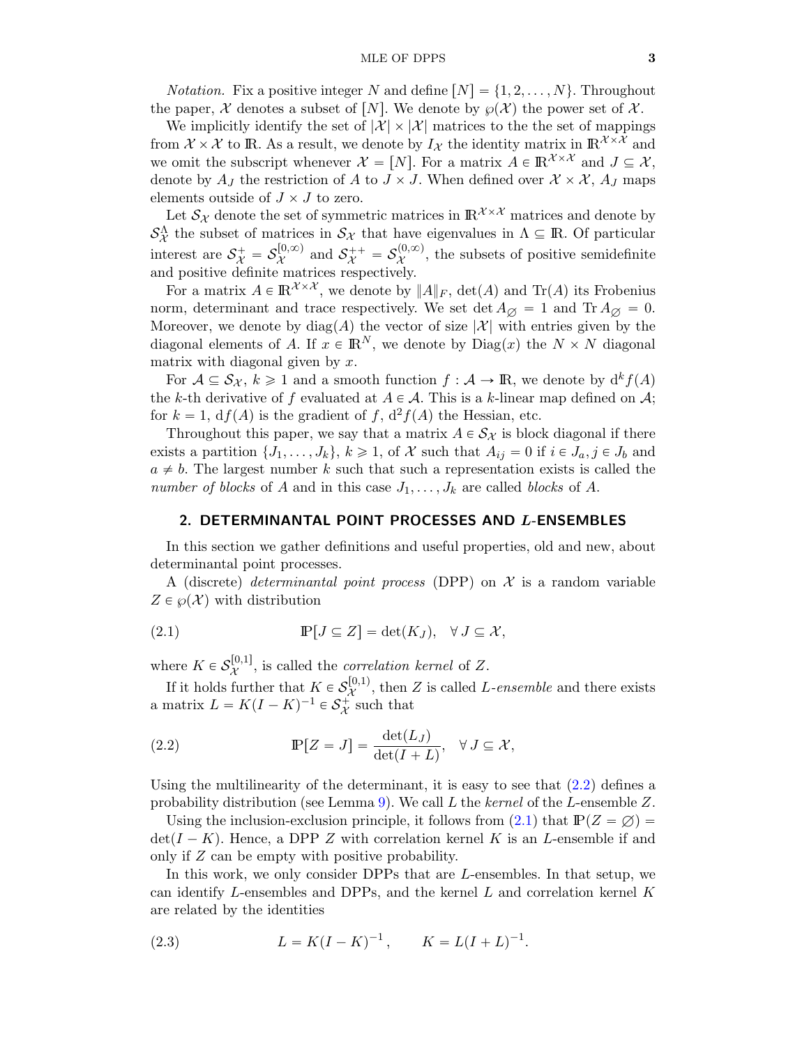*Notation.* Fix a positive integer $N$ and define $[N] = \{1, 2, \ldots, N\}$. Throughout the paper, $\mathcal{X}$ denotes a subset of $[N]$. We denote by $\wp(\mathcal{X})$ the power set of $\mathcal{X}$.

We implicitly identify the set of $|\mathcal{X}| \times |\mathcal{X}|$ matrices to the the set of mappings from $\mathcal{X} \times \mathcal{X}$ to $\mathbb{R}$. As a result, we denote by $I_{\mathcal{X}}$ the identity matrix in $\mathbb{R}^{\mathcal{X} \times \mathcal{X}}$ and we omit the subscript whenever $\mathcal{X} = [N]$. For a matrix $A \in \mathbb{R}^{\mathcal{X} \times \mathcal{X}}$ and $J \subseteq \mathcal{X}$, denote by $A_J$ the restriction of $A$ to $J \times J$. When defined over $\mathcal{X} \times \mathcal{X}$, $A_J$ maps elements outside of $J \times J$ to zero.

Let $\mathcal{S}_{\mathcal{X}}$ denote the set of symmetric matrices in $\mathbb{R}^{\mathcal{X} \times \mathcal{X}}$ matrices and denote by $\mathcal{S}_{\mathcal{X}}^{\Lambda}$ the subset of matrices in $\mathcal{S}_{\mathcal{X}}$ that have eigenvalues in $\Lambda \subseteq \mathbb{R}$. Of particular interest are $\mathcal{S}_{\mathcal{X}}^{+} = \mathcal{S}_{\mathcal{X}}^{[0,\infty)}$ and $\mathcal{S}_{\mathcal{X}}^{++} = \mathcal{S}_{\mathcal{X}}^{(0,\infty)}$, the subsets of positive semidefinite and positive definite matrices respectively.

For a matrix $A \in \mathbb{R}^{\mathcal{X} \times \mathcal{X}}$, we denote by $\|A\|_F$, $\det(A)$ and $\mathrm{Tr}(A)$ its Frobenius norm, determinant and trace respectively. We set $\det A_{\varnothing} = 1$ and $\mathrm{Tr}\, A_{\varnothing} = 0$. Moreover, we denote by $\mathrm{diag}(A)$ the vector of size $|\mathcal{X}|$ with entries given by the diagonal elements of $A$. If $x \in \mathbb{R}^N$, we denote by $\mathrm{Diag}(x)$ the $N \times N$ diagonal matrix with diagonal given by $x$.

For $\mathcal{A} \subseteq \mathcal{S}_{\mathcal{X}}$, $k \geqslant 1$ and a smooth function $f : \mathcal{A} \to \mathbb{R}$, we denote by $\mathrm{d}^k f(A)$ the $k$-th derivative of $f$ evaluated at $A \in \mathcal{A}$. This is a $k$-linear map defined on $\mathcal{A}$; for $k = 1$, $\mathrm{d}f(A)$ is the gradient of $f$, $\mathrm{d}^2 f(A)$ the Hessian, etc.

Throughout this paper, we say that a matrix $A \in \mathcal{S}_{\mathcal{X}}$ is block diagonal if there exists a partition $\{J_1, \ldots, J_k\}$, $k \geqslant 1$, of $\mathcal{X}$ such that $A_{ij} = 0$ if $i \in J_a, j \in J_b$ and $a \neq b$. The largest number $k$ such that such a representation exists is called the *number of blocks* of $A$ and in this case $J_1, \ldots, J_k$ are called *blocks* of $A$.

## 2. DETERMINANTAL POINT PROCESSES AND $L$-ENSEMBLES

In this section we gather definitions and useful properties, old and new, about determinantal point processes.

A (discrete) *determinantal point process* (DPP) on $\mathcal{X}$ is a random variable $Z \in \wp(\mathcal{X})$ with distribution

$$\mathbb{P}[J \subseteq Z] = \det(K_J), \quad \forall\, J \subseteq \mathcal{X}, \tag{2.1}$$

where $K \in \mathcal{S}_{\mathcal{X}}^{[0,1]}$, is called the *correlation kernel* of $Z$.

If it holds further that $K \in \mathcal{S}_{\mathcal{X}}^{[0,1)}$, then $Z$ is called $L$-*ensemble* and there exists a matrix $L = K(I - K)^{-1} \in \mathcal{S}_{\mathcal{X}}^{+}$ such that

$$\mathbb{P}[Z = J] = \frac{\det(L_J)}{\det(I + L)}, \quad \forall\, J \subseteq \mathcal{X}, \tag{2.2}$$

Using the multilinearity of the determinant, it is easy to see that (2.2) defines a probability distribution (see Lemma 9). We call $L$ the *kernel* of the $L$-ensemble $Z$.

Using the inclusion-exclusion principle, it follows from (2.1) that $\mathbb{P}(Z = \varnothing) = \det(I - K)$. Hence, a DPP $Z$ with correlation kernel $K$ is an $L$-ensemble if and only if $Z$ can be empty with positive probability.

In this work, we only consider DPPs that are $L$-ensembles. In that setup, we can identify $L$-ensembles and DPPs, and the kernel $L$ and correlation kernel $K$ are related by the identities

$$L = K(I - K)^{-1}, \qquad K = L(I + L)^{-1}. \tag{2.3}$$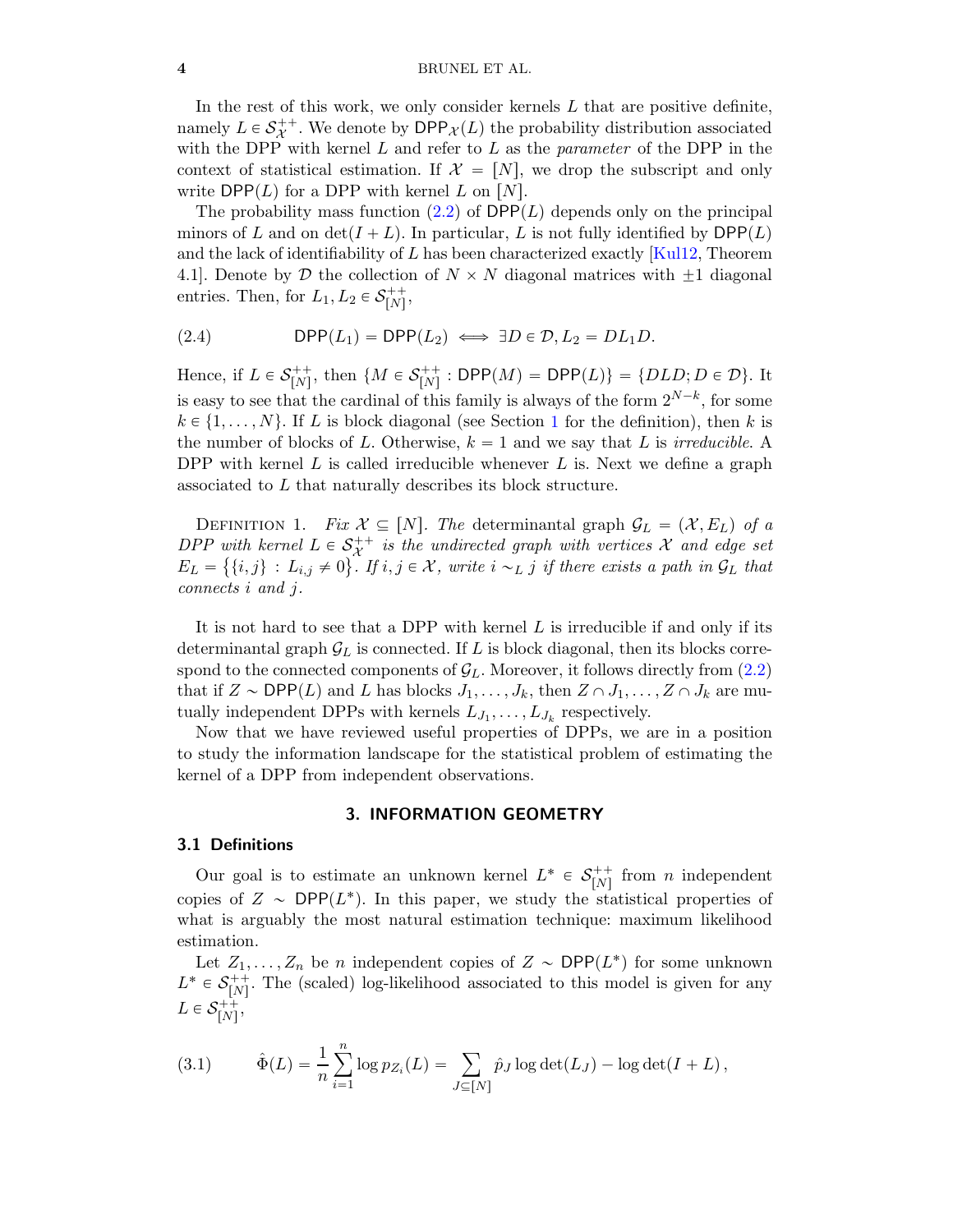In the rest of this work, we only consider kernels $L$ that are positive definite, namely $L \in \mathcal{S}_{\mathcal{X}}^{++}$. We denote by $\mathsf{DPP}_{\mathcal{X}}(L)$ the probability distribution associated with the DPP with kernel $L$ and refer to $L$ as the *parameter* of the DPP in the context of statistical estimation. If $\mathcal{X} = [N]$, we drop the subscript and only write $\mathsf{DPP}(L)$ for a DPP with kernel $L$ on $[N]$.

The probability mass function (2.2) of $\mathsf{DPP}(L)$ depends only on the principal minors of $L$ and on $\det(I + L)$. In particular, $L$ is not fully identified by $\mathsf{DPP}(L)$ and the lack of identifiability of $L$ has been characterized exactly [Kul12, Theorem 4.1]. Denote by $\mathcal{D}$ the collection of $N \times N$ diagonal matrices with $\pm 1$ diagonal entries. Then, for $L_1, L_2 \in \mathcal{S}_{[N]}^{++}$,

$$\mathsf{DPP}(L_1) = \mathsf{DPP}(L_2) \iff \exists D \in \mathcal{D}, L_2 = DL_1D. \tag{2.4}$$

Hence, if $L \in \mathcal{S}_{[N]}^{++}$, then $\{M \in \mathcal{S}_{[N]}^{++} : \mathsf{DPP}(M) = \mathsf{DPP}(L)\} = \{DLD; D \in \mathcal{D}\}$. It is easy to see that the cardinal of this family is always of the form $2^{N-k}$, for some $k \in \{1, \ldots, N\}$. If $L$ is block diagonal (see Section 1 for the definition), then $k$ is the number of blocks of $L$. Otherwise, $k = 1$ and we say that $L$ is *irreducible*. A DPP with kernel $L$ is called irreducible whenever $L$ is. Next we define a graph associated to $L$ that naturally describes its block structure.

Definition 1. *Fix $\mathcal{X} \subseteq [N]$. The* determinantal graph $\mathcal{G}_L = (\mathcal{X}, E_L)$ *of a DPP with kernel $L \in \mathcal{S}_{\mathcal{X}}^{++}$ is the undirected graph with vertices $\mathcal{X}$ and edge set $E_L = \big\{\{i, j\} : L_{i,j} \neq 0\big\}$. If $i, j \in \mathcal{X}$, write $i \sim_L j$ if there exists a path in $\mathcal{G}_L$ that connects $i$ and $j$.*

It is not hard to see that a DPP with kernel $L$ is irreducible if and only if its determinantal graph $\mathcal{G}_L$ is connected. If $L$ is block diagonal, then its blocks correspond to the connected components of $\mathcal{G}_L$. Moreover, it follows directly from (2.2) that if $Z \sim \mathsf{DPP}(L)$ and $L$ has blocks $J_1, \ldots, J_k$, then $Z \cap J_1, \ldots, Z \cap J_k$ are mutually independent DPPs with kernels $L_{J_1}, \ldots, L_{J_k}$ respectively.

Now that we have reviewed useful properties of DPPs, we are in a position to study the information landscape for the statistical problem of estimating the kernel of a DPP from independent observations.

## 3. INFORMATION GEOMETRY

### 3.1 Definitions

Our goal is to estimate an unknown kernel $L^* \in \mathcal{S}_{[N]}^{++}$ from $n$ independent copies of $Z \sim \mathsf{DPP}(L^*)$. In this paper, we study the statistical properties of what is arguably the most natural estimation technique: maximum likelihood estimation.

Let $Z_1, \ldots, Z_n$ be $n$ independent copies of $Z \sim \mathsf{DPP}(L^*)$ for some unknown $L^* \in \mathcal{S}_{[N]}^{++}$. The (scaled) log-likelihood associated to this model is given for any $L \in \mathcal{S}_{[N]}^{++}$,

$$\hat{\Phi}(L) = \frac{1}{n} \sum_{i=1}^{n} \log p_{Z_i}(L) = \sum_{J \subseteq [N]} \hat{p}_J \log \det(L_J) - \log \det(I + L)\,, \tag{3.1}$$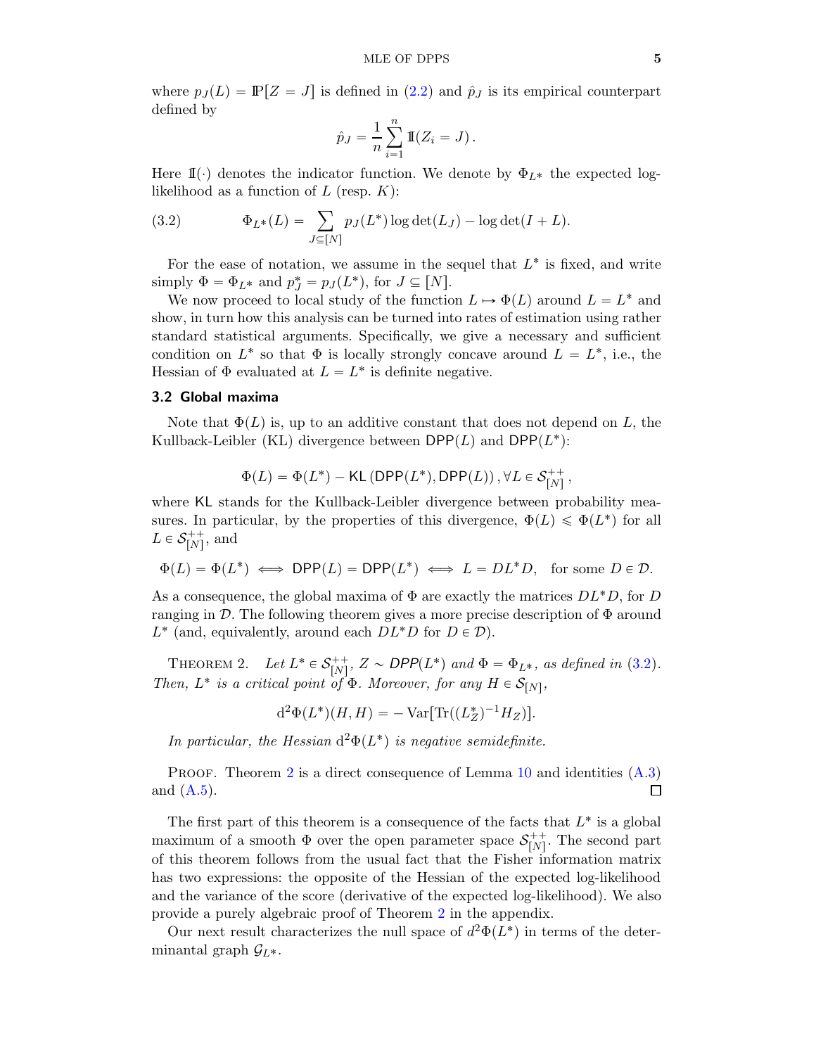where $p_J(L) = \mathbb{P}[Z = J]$ is defined in (2.2) and $\hat{p}_J$ is its empirical counterpart defined by

$$\hat{p}_J = \frac{1}{n}\sum_{i=1}^{n} \mathbb{I}(Z_i = J).$$

Here $\mathbb{I}(\cdot)$ denotes the indicator function. We denote by $\Phi_{L^*}$ the expected log-likelihood as a function of $L$ (resp. $K$):

$$\Phi_{L^*}(L) = \sum_{J \subseteq [N]} p_J(L^*) \log\det(L_J) - \log\det(I + L). \tag{3.2}$$

For the ease of notation, we assume in the sequel that $L^*$ is fixed, and write simply $\Phi = \Phi_{L^*}$ and $p_J^* = p_J(L^*)$, for $J \subseteq [N]$.

We now proceed to local study of the function $L \mapsto \Phi(L)$ around $L = L^*$ and show, in turn how this analysis can be turned into rates of estimation using rather standard statistical arguments. Specifically, we give a necessary and sufficient condition on $L^*$ so that $\Phi$ is locally strongly concave around $L = L^*$, i.e., the Hessian of $\Phi$ evaluated at $L = L^*$ is definite negative.

### 3.2 Global maxima

Note that $\Phi(L)$ is, up to an additive constant that does not depend on $L$, the Kullback-Leibler (KL) divergence between $\mathsf{DPP}(L)$ and $\mathsf{DPP}(L^*)$:

$$\Phi(L) = \Phi(L^*) - \mathsf{KL}\left(\mathsf{DPP}(L^*), \mathsf{DPP}(L)\right), \forall L \in \mathcal{S}_{[N]}^{++},$$

where $\mathsf{KL}$ stands for the Kullback-Leibler divergence between probability measures. In particular, by the properties of this divergence, $\Phi(L) \leqslant \Phi(L^*)$ for all $L \in \mathcal{S}_{[N]}^{++}$, and

$$\Phi(L) = \Phi(L^*) \iff \mathsf{DPP}(L) = \mathsf{DPP}(L^*) \iff L = DL^*D, \quad \text{for some } D \in \mathcal{D}.$$

As a consequence, the global maxima of $\Phi$ are exactly the matrices $DL^*D$, for $D$ ranging in $\mathcal{D}$. The following theorem gives a more precise description of $\Phi$ around $L^*$ (and, equivalently, around each $DL^*D$ for $D \in \mathcal{D}$).

Theorem 2. *Let $L^* \in \mathcal{S}_{[N]}^{++}$, $Z \sim \mathsf{DPP}(L^*)$ and $\Phi = \Phi_{L^*}$, as defined in (3.2). Then, $L^*$ is a critical point of $\Phi$. Moreover, for any $H \in \mathcal{S}_{[N]}$,*

$$\mathrm{d}^2\Phi(L^*)(H, H) = -\operatorname{Var}[\operatorname{Tr}((L_Z^*)^{-1}H_Z)].$$

*In particular, the Hessian $\mathrm{d}^2\Phi(L^*)$ is negative semidefinite.*

Proof. Theorem 2 is a direct consequence of Lemma 10 and identities (A.3) and (A.5). ∎

The first part of this theorem is a consequence of the facts that $L^*$ is a global maximum of a smooth $\Phi$ over the open parameter space $\mathcal{S}_{[N]}^{++}$. The second part of this theorem follows from the usual fact that the Fisher information matrix has two expressions: the opposite of the Hessian of the expected log-likelihood and the variance of the score (derivative of the expected log-likelihood). We also provide a purely algebraic proof of Theorem 2 in the appendix.

Our next result characterizes the null space of $d^2\Phi(L^*)$ in terms of the determinantal graph $\mathcal{G}_{L^*}$.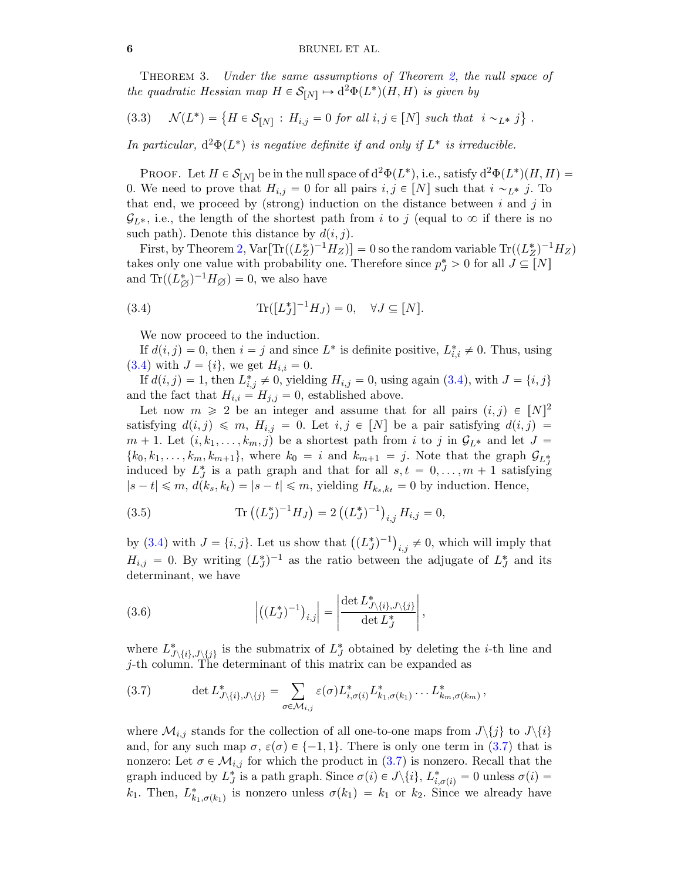Theorem 3. *Under the same assumptions of Theorem 2, the null space of the quadratic Hessian map $H \in \mathcal{S}_{[N]} \mapsto \mathrm{d}^2\Phi(L^*)(H,H)$ is given by*

$$\mathcal{N}(L^*) = \left\{ H \in \mathcal{S}_{[N]} : H_{i,j} = 0 \text{ for all } i,j \in [N] \text{ such that } i \sim_{L^*} j \right\} . \tag{3.3}$$

*In particular, $\mathrm{d}^2\Phi(L^*)$ is negative definite if and only if $L^*$ is irreducible.*

Proof. Let $H \in \mathcal{S}_{[N]}$ be in the null space of $\mathrm{d}^2\Phi(L^*)$, i.e., satisfy $\mathrm{d}^2\Phi(L^*)(H,H) = 0$. We need to prove that $H_{i,j} = 0$ for all pairs $i,j \in [N]$ such that $i \sim_{L^*} j$. To that end, we proceed by (strong) induction on the distance between $i$ and $j$ in $\mathcal{G}_{L^*}$, i.e., the length of the shortest path from $i$ to $j$ (equal to $\infty$ if there is no such path). Denote this distance by $d(i,j)$.

First, by Theorem 2, $\mathrm{Var}[\mathrm{Tr}((L_Z^*)^{-1}H_Z)] = 0$ so the random variable $\mathrm{Tr}((L_Z^*)^{-1}H_Z)$ takes only one value with probability one. Therefore since $p_J^* > 0$ for all $J \subseteq [N]$ and $\mathrm{Tr}((L_\varnothing^*)^{-1}H_\varnothing) = 0$, we also have

$$\mathrm{Tr}([L_J^*]^{-1}H_J) = 0, \quad \forall J \subseteq [N]. \tag{3.4}$$

We now proceed to the induction.

If $d(i,j) = 0$, then $i = j$ and since $L^*$ is definite positive, $L_{i,i}^* \neq 0$. Thus, using (3.4) with $J = \{i\}$, we get $H_{i,i} = 0$.

If $d(i,j) = 1$, then $L_{i,j}^* \neq 0$, yielding $H_{i,j} = 0$, using again (3.4), with $J = \{i,j\}$ and the fact that $H_{i,i} = H_{j,j} = 0$, established above.

Let now $m \geqslant 2$ be an integer and assume that for all pairs $(i,j) \in [N]^2$ satisfying $d(i,j) \leqslant m$, $H_{i,j} = 0$. Let $i,j \in [N]$ be a pair satisfying $d(i,j) = m+1$. Let $(i, k_1, \ldots, k_m, j)$ be a shortest path from $i$ to $j$ in $\mathcal{G}_{L^*}$ and let $J = \{k_0, k_1, \ldots, k_m, k_{m+1}\}$, where $k_0 = i$ and $k_{m+1} = j$. Note that the graph $\mathcal{G}_{L_J^*}$ induced by $L_J^*$ is a path graph and that for all $s,t = 0, \ldots, m+1$ satisfying $|s-t| \leqslant m$, $d(k_s,k_t) = |s-t| \leqslant m$, yielding $H_{k_s,k_t} = 0$ by induction. Hence,

$$\mathrm{Tr}\left((L_J^*)^{-1}H_J\right) = 2\left((L_J^*)^{-1}\right)_{i,j} H_{i,j} = 0, \tag{3.5}$$

by (3.4) with $J = \{i,j\}$. Let us show that $\left((L_J^*)^{-1}\right)_{i,j} \neq 0$, which will imply that $H_{i,j} = 0$. By writing $(L_J^*)^{-1}$ as the ratio between the adjugate of $L_J^*$ and its determinant, we have

$$\left|\left((L_J^*)^{-1}\right)_{i,j}\right| = \left|\frac{\det L_{J\setminus\{i\},J\setminus\{j\}}^*}{\det L_J^*}\right|, \tag{3.6}$$

where $L_{J\setminus\{i\},J\setminus\{j\}}^*$ is the submatrix of $L_J^*$ obtained by deleting the $i$-th line and $j$-th column. The determinant of this matrix can be expanded as

$$\det L_{J\setminus\{i\},J\setminus\{j\}}^* = \sum_{\sigma \in \mathcal{M}_{i,j}} \varepsilon(\sigma) L_{i,\sigma(i)}^* L_{k_1,\sigma(k_1)}^* \ldots L_{k_m,\sigma(k_m)}^*, \tag{3.7}$$

where $\mathcal{M}_{i,j}$ stands for the collection of all one-to-one maps from $J\setminus\{j\}$ to $J\setminus\{i\}$ and, for any such map $\sigma$, $\varepsilon(\sigma) \in \{-1,1\}$. There is only one term in (3.7) that is nonzero: Let $\sigma \in \mathcal{M}_{i,j}$ for which the product in (3.7) is nonzero. Recall that the graph induced by $L_J^*$ is a path graph. Since $\sigma(i) \in J\setminus\{i\}$, $L_{i,\sigma(i)}^* = 0$ unless $\sigma(i) = k_1$. Then, $L_{k_1,\sigma(k_1)}^*$ is nonzero unless $\sigma(k_1) = k_1$ or $k_2$. Since we already have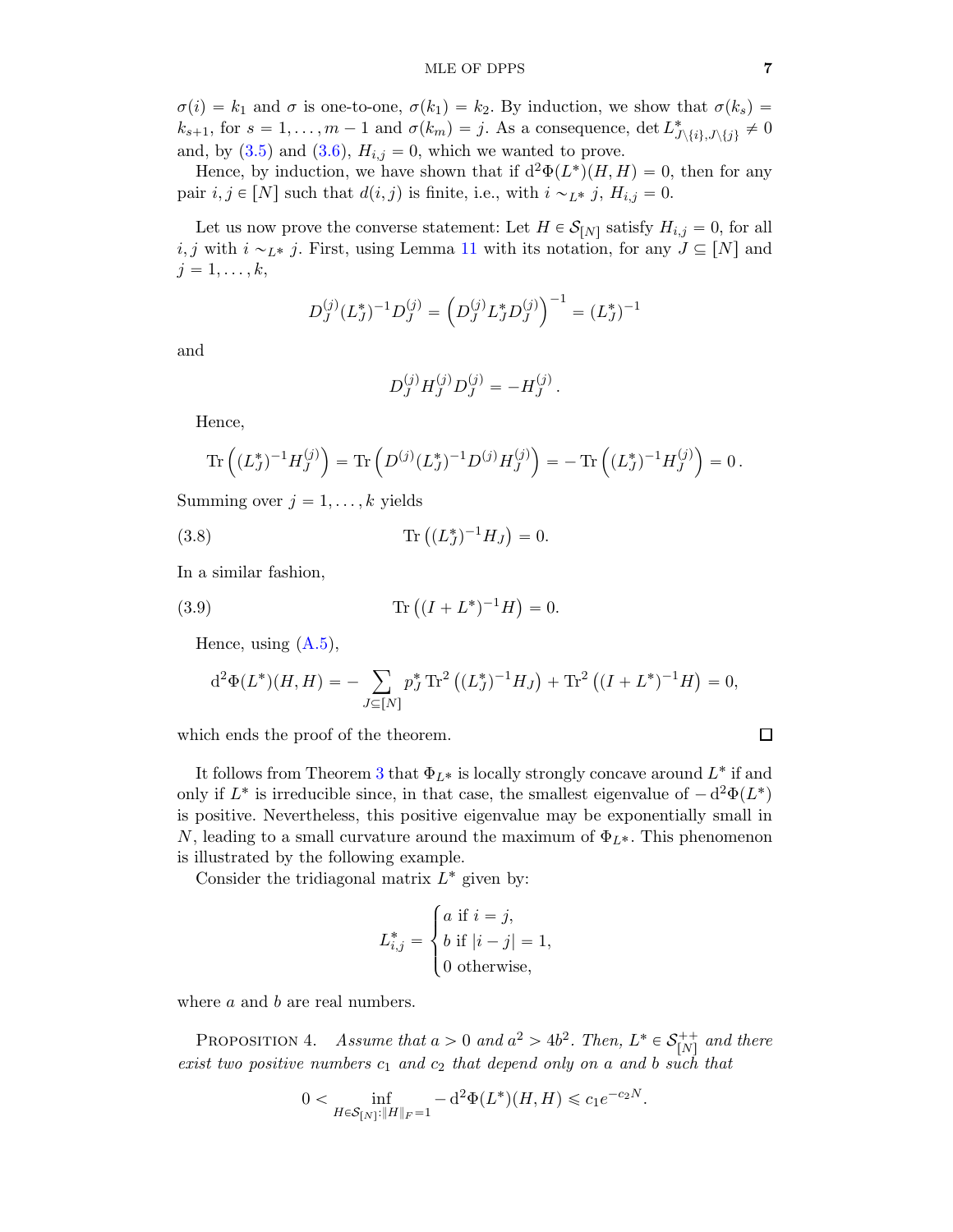$\sigma(i) = k_1$ and $\sigma$ is one-to-one, $\sigma(k_1) = k_2$. By induction, we show that $\sigma(k_s) = k_{s+1}$, for $s = 1, \ldots, m-1$ and $\sigma(k_m) = j$. As a consequence, $\det L^*_{J\setminus\{i\}, J\setminus\{j\}} \neq 0$ and, by (3.5) and (3.6), $H_{i,j} = 0$, which we wanted to prove.

Hence, by induction, we have shown that if $\mathrm{d}^2\Phi(L^*)(H,H) = 0$, then for any pair $i, j \in [N]$ such that $d(i,j)$ is finite, i.e., with $i \sim_{L^*} j$, $H_{i,j} = 0$.

Let us now prove the converse statement: Let $H \in \mathcal{S}_{[N]}$ satisfy $H_{i,j} = 0$, for all $i, j$ with $i \sim_{L^*} j$. First, using Lemma 11 with its notation, for any $J \subseteq [N]$ and $j = 1, \ldots, k$,

$$D_J^{(j)} (L_J^*)^{-1} D_J^{(j)} = \left( D_J^{(j)} L_J^* D_J^{(j)} \right)^{-1} = (L_J^*)^{-1}$$

and

$$D_J^{(j)} H_J^{(j)} D_J^{(j)} = -H_J^{(j)} .$$

Hence,

$$\mathrm{Tr}\left( (L_J^*)^{-1} H_J^{(j)} \right) = \mathrm{Tr}\left( D^{(j)} (L_J^*)^{-1} D^{(j)} H_J^{(j)} \right) = -\,\mathrm{Tr}\left( (L_J^*)^{-1} H_J^{(j)} \right) = 0 .$$

Summing over $j = 1, \ldots, k$ yields

$$\mathrm{Tr}\left( (L_J^*)^{-1} H_J \right) = 0. \tag{3.8}$$

In a similar fashion,

$$\mathrm{Tr}\left( (I + L^*)^{-1} H \right) = 0. \tag{3.9}$$

Hence, using (A.5),

$$\mathrm{d}^2\Phi(L^*)(H,H) = -\sum_{J \subseteq [N]} p_J^* \,\mathrm{Tr}^2\left( (L_J^*)^{-1} H_J \right) + \mathrm{Tr}^2\left( (I + L^*)^{-1} H \right) = 0,$$

which ends the proof of the theorem. $\square$

It follows from Theorem 3 that $\Phi_{L^*}$ is locally strongly concave around $L^*$ if and only if $L^*$ is irreducible since, in that case, the smallest eigenvalue of $-\mathrm{d}^2\Phi(L^*)$ is positive. Nevertheless, this positive eigenvalue may be exponentially small in $N$, leading to a small curvature around the maximum of $\Phi_{L^*}$. This phenomenon is illustrated by the following example.

Consider the tridiagonal matrix $L^*$ given by:

$$L^*_{i,j} = \begin{cases} a \text{ if } i = j, \\ b \text{ if } |i - j| = 1, \\ 0 \text{ otherwise,} \end{cases}$$

where $a$ and $b$ are real numbers.

Proposition 4. *Assume that $a > 0$ and $a^2 > 4b^2$. Then, $L^* \in \mathcal{S}_{[N]}^{++}$ and there exist two positive numbers $c_1$ and $c_2$ that depend only on $a$ and $b$ such that*

$$0 < \inf_{H \in \mathcal{S}_{[N]} : \|H\|_F = 1} -\mathrm{d}^2\Phi(L^*)(H,H) \leqslant c_1 e^{-c_2 N}.$$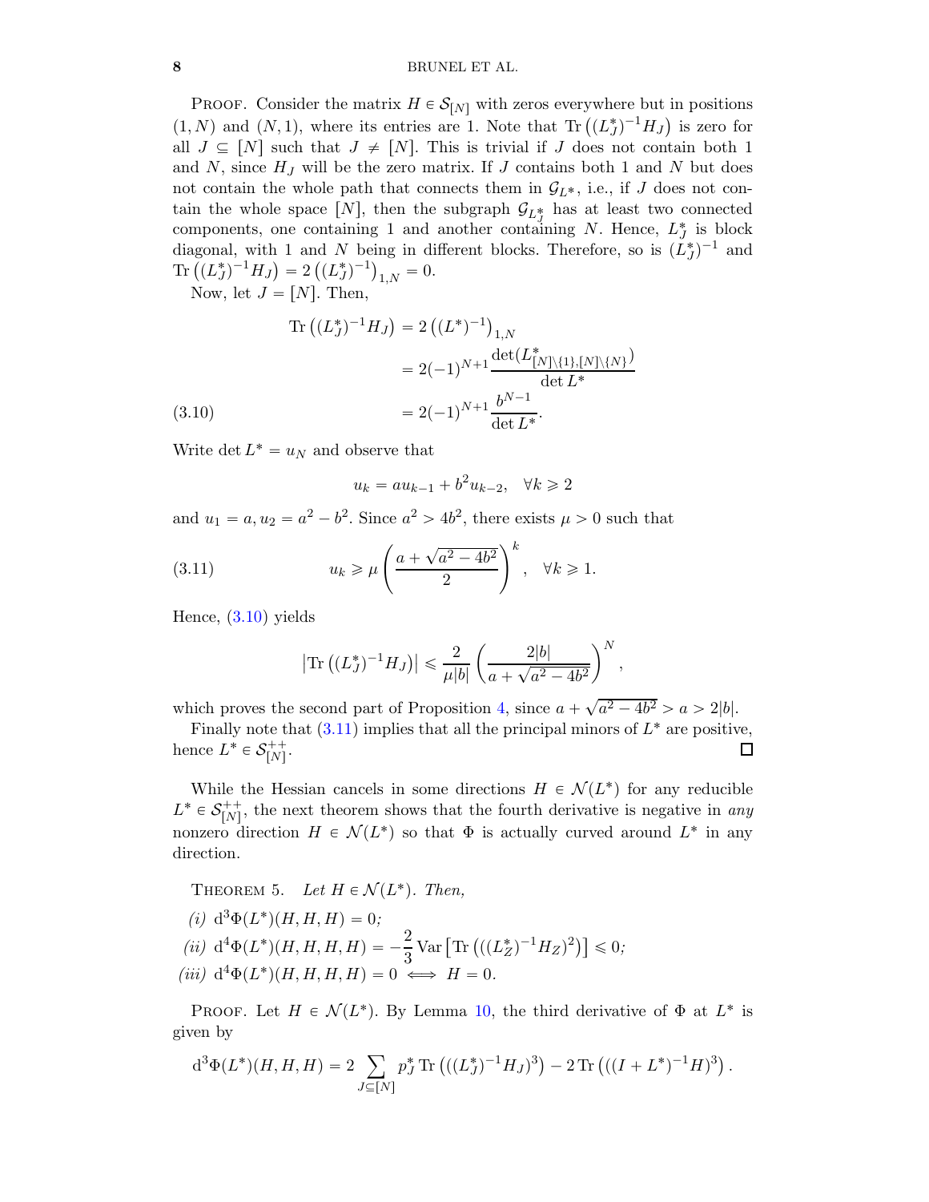PROOF. Consider the matrix $H \in \mathcal{S}_{[N]}$ with zeros everywhere but in positions $(1, N)$ and $(N, 1)$, where its entries are 1. Note that $\operatorname{Tr}\left((L_J^*)^{-1} H_J\right)$ is zero for all $J \subseteq [N]$ such that $J \neq [N]$. This is trivial if $J$ does not contain both 1 and $N$, since $H_J$ will be the zero matrix. If $J$ contains both 1 and $N$ but does not contain the whole path that connects them in $\mathcal{G}_{L^*}$, i.e., if $J$ does not contain the whole space $[N]$, then the subgraph $\mathcal{G}_{L_J^*}$ has at least two connected components, one containing 1 and another containing $N$. Hence, $L_J^*$ is block diagonal, with 1 and $N$ being in different blocks. Therefore, so is $(L_J^*)^{-1}$ and $\operatorname{Tr}\left((L_J^*)^{-1} H_J\right) = 2\left((L_J^*)^{-1}\right)_{1,N} = 0$.

Now, let $J = [N]$. Then,

$$
\begin{aligned}
\operatorname{Tr}\left((L_J^*)^{-1} H_J\right) &= 2\left((L^*)^{-1}\right)_{1,N} \\
&= 2(-1)^{N+1} \frac{\det(L^*_{[N]\setminus\{1\},[N]\setminus\{N\}})}{\det L^*} \\
&= 2(-1)^{N+1} \frac{b^{N-1}}{\det L^*}. \qquad (3.10)
\end{aligned}
$$

Write $\det L^* = u_N$ and observe that

$$
u_k = a u_{k-1} + b^2 u_{k-2}, \quad \forall k \geqslant 2
$$

and $u_1 = a, u_2 = a^2 - b^2$. Since $a^2 > 4b^2$, there exists $\mu > 0$ such that

$$
u_k \geqslant \mu \left(\frac{a + \sqrt{a^2 - 4b^2}}{2}\right)^k, \quad \forall k \geqslant 1. \qquad (3.11)
$$

Hence, (3.10) yields

$$
\left|\operatorname{Tr}\left((L_J^*)^{-1} H_J\right)\right| \leqslant \frac{2}{\mu |b|} \left(\frac{2|b|}{a + \sqrt{a^2 - 4b^2}}\right)^N,
$$

which proves the second part of Proposition 4, since $a + \sqrt{a^2 - 4b^2} > a > 2|b|$.

Finally note that (3.11) implies that all the principal minors of $L^*$ are positive, hence $L^* \in \mathcal{S}_{[N]}^{++}$. □

While the Hessian cancels in some directions $H \in \mathcal{N}(L^*)$ for any reducible $L^* \in \mathcal{S}_{[N]}^{++}$, the next theorem shows that the fourth derivative is negative in *any* nonzero direction $H \in \mathcal{N}(L^*)$ so that $\Phi$ is actually curved around $L^*$ in any direction.

THEOREM 5. *Let $H \in \mathcal{N}(L^*)$. Then,*

*(i)* $\mathrm{d}^3\Phi(L^*)(H, H, H) = 0$;

*(ii)* $\mathrm{d}^4\Phi(L^*)(H, H, H, H) = -\frac{2}{3} \operatorname{Var}\left[\operatorname{Tr}\left(((L_Z^*)^{-1} H_Z)^2\right)\right] \leqslant 0$;

*(iii)* $\mathrm{d}^4\Phi(L^*)(H, H, H, H) = 0 \iff H = 0$.

PROOF. Let $H \in \mathcal{N}(L^*)$. By Lemma 10, the third derivative of $\Phi$ at $L^*$ is given by

$$
\mathrm{d}^3\Phi(L^*)(H, H, H) = 2 \sum_{J \subseteq [N]} p_J^* \operatorname{Tr}\left(((L_J^*)^{-1} H_J)^3\right) - 2 \operatorname{Tr}\left(((I + L^*)^{-1} H)^3\right).
$$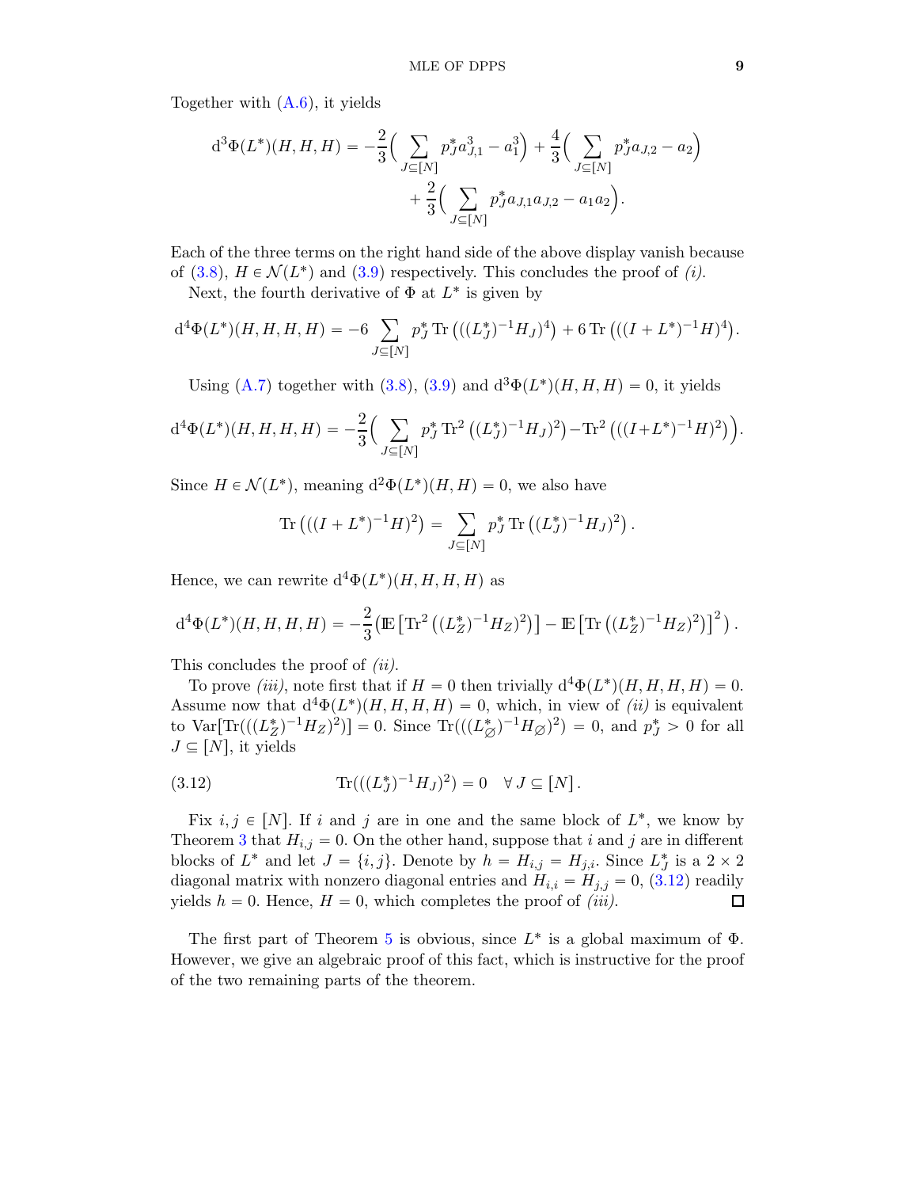Together with (A.6), it yields

$$
\mathrm{d}^3\Phi(L^*)(H,H,H) = -\frac{2}{3}\Big(\sum_{J\subseteq[N]} p_J^* a_{J,1}^3 - a_1^3\Big) + \frac{4}{3}\Big(\sum_{J\subseteq[N]} p_J^* a_{J,2} - a_2\Big) + \frac{2}{3}\Big(\sum_{J\subseteq[N]} p_J^* a_{J,1}a_{J,2} - a_1 a_2\Big).
$$

Each of the three terms on the right hand side of the above display vanish because of (3.8), $H \in \mathcal{N}(L^*)$ and (3.9) respectively. This concludes the proof of *(i)*.

Next, the fourth derivative of $\Phi$ at $L^*$ is given by

$$
\mathrm{d}^4\Phi(L^*)(H,H,H,H) = -6\sum_{J\subseteq[N]} p_J^* \operatorname{Tr}\left(((L_J^*)^{-1}H_J)^4\right) + 6\operatorname{Tr}\left(((I+L^*)^{-1}H)^4\right).
$$

Using (A.7) together with (3.8), (3.9) and $\mathrm{d}^3\Phi(L^*)(H,H,H)=0$, it yields

$$
\mathrm{d}^4\Phi(L^*)(H,H,H,H) = -\frac{2}{3}\Big(\sum_{J\subseteq[N]} p_J^* \operatorname{Tr}^2\left((L_J^*)^{-1}H_J)^2\right) - \operatorname{Tr}^2\left(((I+L^*)^{-1}H)^2\right)\Big).
$$

Since $H \in \mathcal{N}(L^*)$, meaning $\mathrm{d}^2\Phi(L^*)(H,H)=0$, we also have

$$
\operatorname{Tr}\left(((I+L^*)^{-1}H)^2\right) = \sum_{J\subseteq[N]} p_J^* \operatorname{Tr}\left((L_J^*)^{-1}H_J)^2\right).
$$

Hence, we can rewrite $\mathrm{d}^4\Phi(L^*)(H,H,H,H)$ as

$$
\mathrm{d}^4\Phi(L^*)(H,H,H,H) = -\frac{2}{3}\left(\mathbb{E}\left[\operatorname{Tr}^2\left((L_Z^*)^{-1}H_Z)^2\right)\right] - \mathbb{E}\left[\operatorname{Tr}\left((L_Z^*)^{-1}H_Z)^2\right)\right]^2\right).
$$

This concludes the proof of *(ii)*.

To prove *(iii)*, note first that if $H=0$ then trivially $\mathrm{d}^4\Phi(L^*)(H,H,H,H)=0$. Assume now that $\mathrm{d}^4\Phi(L^*)(H,H,H,H)=0$, which, in view of *(ii)* is equivalent to $\operatorname{Var}[\operatorname{Tr}(((L_Z^*)^{-1}H_Z)^2)]=0$. Since $\operatorname{Tr}(((L_\varnothing^*)^{-1}H_\varnothing)^2)=0$, and $p_J^*>0$ for all $J\subseteq[N]$, it yields

$$
\operatorname{Tr}(((L_J^*)^{-1}H_J)^2) = 0 \quad \forall\, J\subseteq[N]. \tag{3.12}
$$

Fix $i,j\in[N]$. If $i$ and $j$ are in one and the same block of $L^*$, we know by Theorem 3 that $H_{i,j}=0$. On the other hand, suppose that $i$ and $j$ are in different blocks of $L^*$ and let $J=\{i,j\}$. Denote by $h=H_{i,j}=H_{j,i}$. Since $L_J^*$ is a $2\times 2$ diagonal matrix with nonzero diagonal entries and $H_{i,i}=H_{j,j}=0$, (3.12) readily yields $h=0$. Hence, $H=0$, which completes the proof of *(iii)*. ☐

The first part of Theorem 5 is obvious, since $L^*$ is a global maximum of $\Phi$. However, we give an algebraic proof of this fact, which is instructive for the proof of the two remaining parts of the theorem.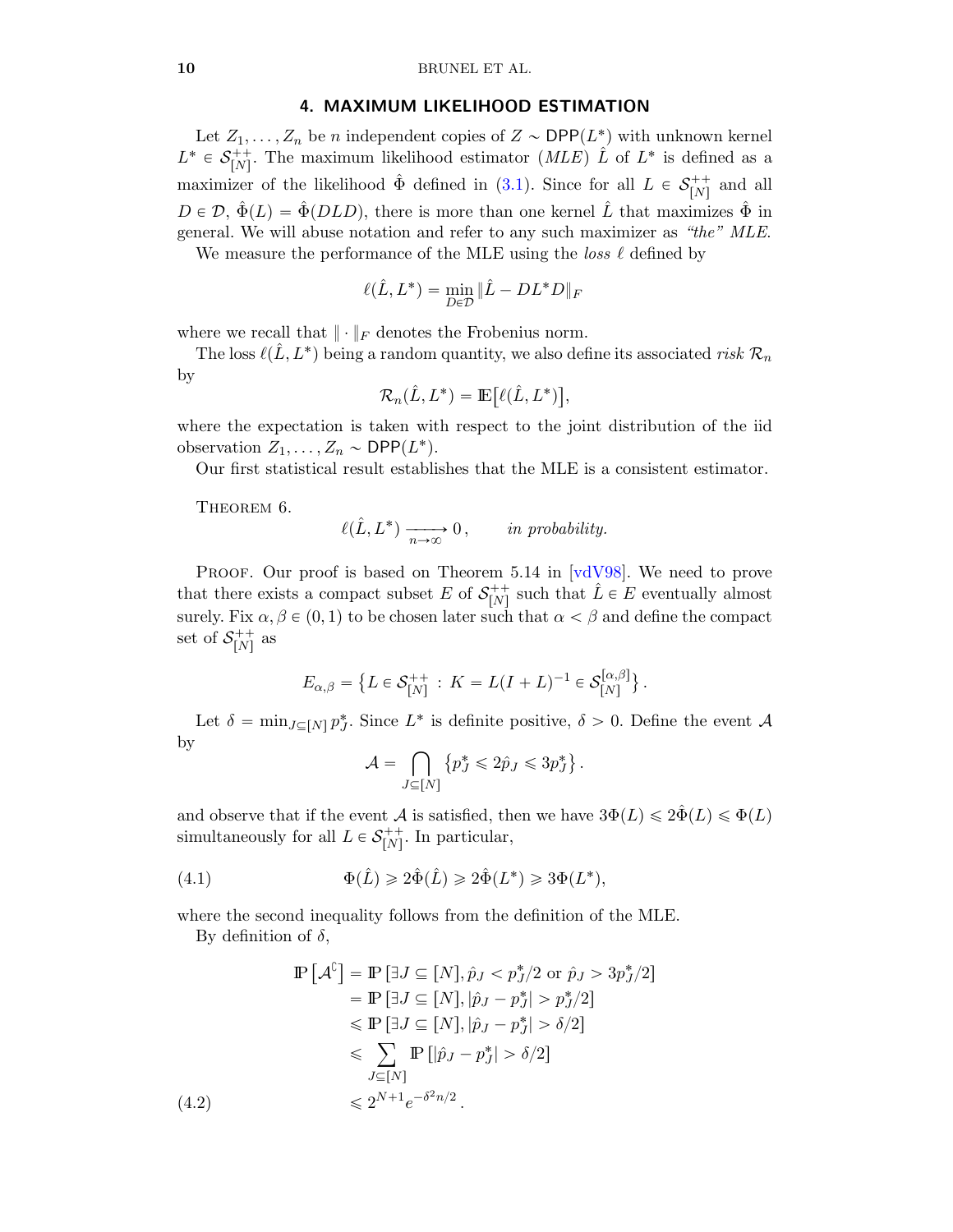## 4. MAXIMUM LIKELIHOOD ESTIMATION

Let $Z_1, \ldots, Z_n$ be $n$ independent copies of $Z \sim \mathsf{DPP}(L^*)$ with unknown kernel $L^* \in \mathcal{S}_{[N]}^{++}$. The maximum likelihood estimator (*MLE*) $\hat{L}$ of $L^*$ is defined as a maximizer of the likelihood $\hat{\Phi}$ defined in (3.1). Since for all $L \in \mathcal{S}_{[N]}^{++}$ and all $D \in \mathcal{D}$, $\hat{\Phi}(L) = \hat{\Phi}(DLD)$, there is more than one kernel $\hat{L}$ that maximizes $\hat{\Phi}$ in general. We will abuse notation and refer to any such maximizer as *"the" MLE*.

We measure the performance of the MLE using the *loss* $\ell$ defined by

$$\ell(\hat{L}, L^*) = \min_{D \in \mathcal{D}} \|\hat{L} - DL^*D\|_F$$

where we recall that $\|\cdot\|_F$ denotes the Frobenius norm.

The loss $\ell(\hat{L}, L^*)$ being a random quantity, we also define its associated *risk* $\mathcal{R}_n$ by

$$\mathcal{R}_n(\hat{L}, L^*) = \mathbb{E}\big[\ell(\hat{L}, L^*)\big],$$

where the expectation is taken with respect to the joint distribution of the iid observation $Z_1, \ldots, Z_n \sim \mathsf{DPP}(L^*)$.

Our first statistical result establishes that the MLE is a consistent estimator.

THEOREM 6.

$$\ell(\hat{L}, L^*) \xrightarrow[n\to\infty]{} 0\,, \qquad \textit{in probability.}$$

PROOF. Our proof is based on Theorem 5.14 in [vdV98]. We need to prove that there exists a compact subset $E$ of $\mathcal{S}_{[N]}^{++}$ such that $\hat{L} \in E$ eventually almost surely. Fix $\alpha, \beta \in (0,1)$ to be chosen later such that $\alpha < \beta$ and define the compact set of $\mathcal{S}_{[N]}^{++}$ as

$$E_{\alpha,\beta} = \big\{L \in \mathcal{S}_{[N]}^{++} : K = L(I+L)^{-1} \in \mathcal{S}_{[N]}^{[\alpha,\beta]}\big\}\,.$$

Let $\delta = \min_{J \subseteq [N]} p_J^*$. Since $L^*$ is definite positive, $\delta > 0$. Define the event $\mathcal{A}$ by

$$\mathcal{A} = \bigcap_{J \subseteq [N]} \big\{p_J^* \leqslant 2\hat{p}_J \leqslant 3p_J^*\big\}\,.$$

and observe that if the event $\mathcal{A}$ is satisfied, then we have $3\Phi(L) \leqslant 2\hat{\Phi}(L) \leqslant \Phi(L)$ simultaneously for all $L \in \mathcal{S}_{[N]}^{++}$. In particular,

$$\Phi(\hat{L}) \geqslant 2\hat{\Phi}(\hat{L}) \geqslant 2\hat{\Phi}(L^*) \geqslant 3\Phi(L^*), \tag{4.1}$$

where the second inequality follows from the definition of the MLE.

By definition of $\delta$,

$$\begin{aligned}
\mathbb{P}\big[\mathcal{A}^{\complement}\big] &= \mathbb{P}\left[\exists J \subseteq [N], \hat{p}_J < p_J^*/2 \text{ or } \hat{p}_J > 3p_J^*/2\right] \\
&= \mathbb{P}\left[\exists J \subseteq [N], |\hat{p}_J - p_J^*| > p_J^*/2\right] \\
&\leqslant \mathbb{P}\left[\exists J \subseteq [N], |\hat{p}_J - p_J^*| > \delta/2\right] \\
&\leqslant \sum_{J \subseteq [N]} \mathbb{P}\left[|\hat{p}_J - p_J^*| > \delta/2\right] \\
&\leqslant 2^{N+1} e^{-\delta^2 n/2}\,.
\end{aligned} \tag{4.2}$$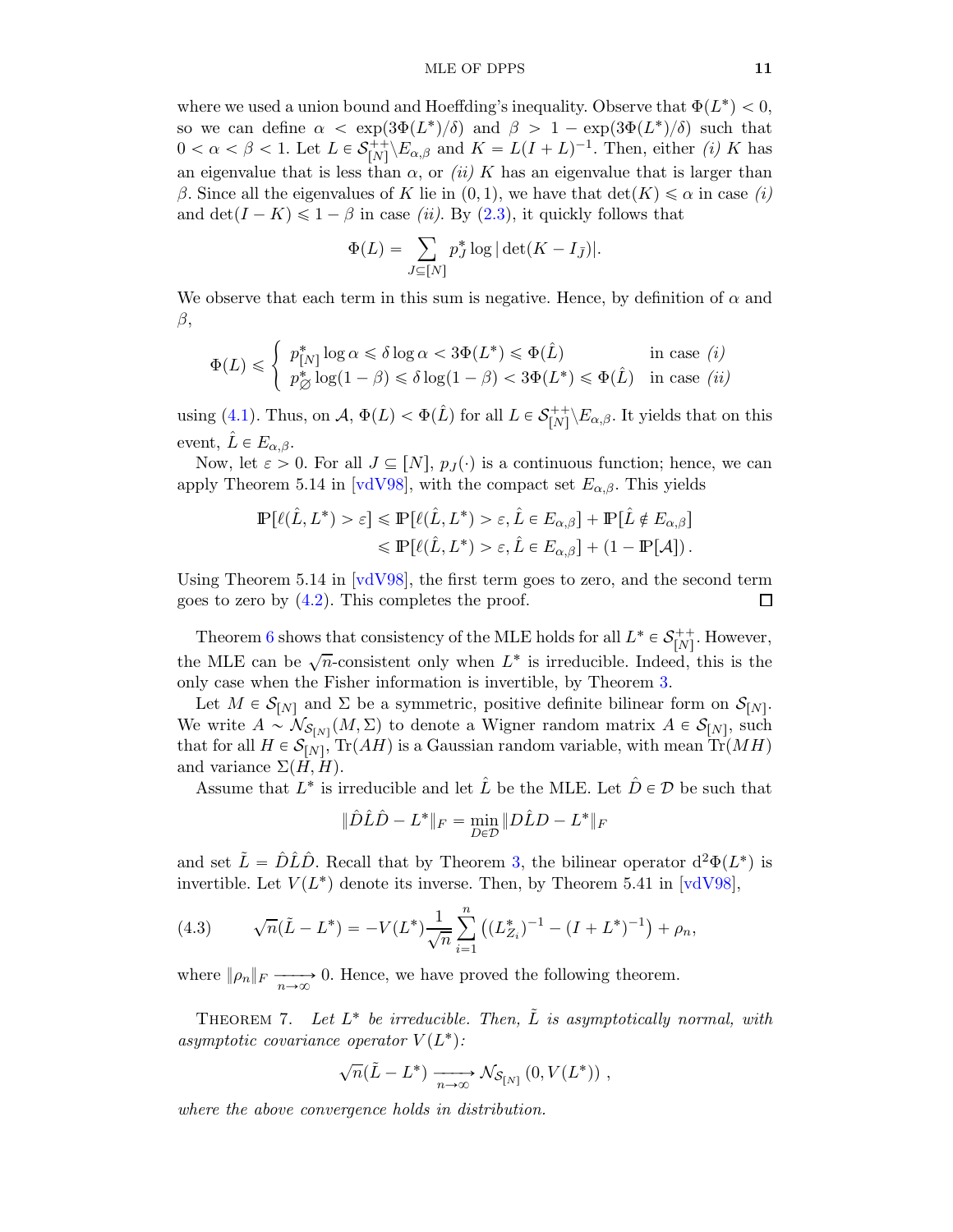where we used a union bound and Hoeffding's inequality. Observe that $\Phi(L^*) < 0$, so we can define $\alpha < \exp(3\Phi(L^*)/\delta)$ and $\beta > 1 - \exp(3\Phi(L^*)/\delta)$ such that $0 < \alpha < \beta < 1$. Let $L \in \mathcal{S}_{[N]}^{++} \backslash E_{\alpha,\beta}$ and $K = L(I+L)^{-1}$. Then, either *(i)* $K$ has an eigenvalue that is less than $\alpha$, or *(ii)* $K$ has an eigenvalue that is larger than $\beta$. Since all the eigenvalues of $K$ lie in $(0,1)$, we have that $\det(K) \leqslant \alpha$ in case *(i)* and $\det(I - K) \leqslant 1 - \beta$ in case *(ii)*. By (2.3), it quickly follows that

$$\Phi(L) = \sum_{J \subseteq [N]} p_J^* \log|\det(K - I_{\bar{J}})|.$$

We observe that each term in this sum is negative. Hence, by definition of $\alpha$ and $\beta$,

$$\Phi(L) \leqslant \begin{cases} p_{[N]}^* \log \alpha \leqslant \delta \log \alpha < 3\Phi(L^*) \leqslant \Phi(\hat{L}) & \text{in case } (i) \\ p_{\varnothing}^* \log(1-\beta) \leqslant \delta \log(1-\beta) < 3\Phi(L^*) \leqslant \Phi(\hat{L}) & \text{in case } (ii) \end{cases}$$

using (4.1). Thus, on $\mathcal{A}$, $\Phi(L) < \Phi(\hat{L})$ for all $L \in \mathcal{S}_{[N]}^{++} \backslash E_{\alpha,\beta}$. It yields that on this event, $\hat{L} \in E_{\alpha,\beta}$.

Now, let $\varepsilon > 0$. For all $J \subseteq [N]$, $p_J(\cdot)$ is a continuous function; hence, we can apply Theorem 5.14 in [vdV98], with the compact set $E_{\alpha,\beta}$. This yields

$$\begin{aligned} \mathbb{P}[\ell(\hat{L}, L^*) > \varepsilon] &\leqslant \mathbb{P}[\ell(\hat{L}, L^*) > \varepsilon, \hat{L} \in E_{\alpha,\beta}] + \mathbb{P}[\hat{L} \notin E_{\alpha,\beta}] \\ &\leqslant \mathbb{P}[\ell(\hat{L}, L^*) > \varepsilon, \hat{L} \in E_{\alpha,\beta}] + (1 - \mathbb{P}[\mathcal{A}]) \,. \end{aligned}$$

Using Theorem 5.14 in [vdV98], the first term goes to zero, and the second term goes to zero by (4.2). This completes the proof. ☐

Theorem 6 shows that consistency of the MLE holds for all $L^* \in \mathcal{S}_{[N]}^{++}$. However, the MLE can be $\sqrt{n}$-consistent only when $L^*$ is irreducible. Indeed, this is the only case when the Fisher information is invertible, by Theorem 3.

Let $M \in \mathcal{S}_{[N]}$ and $\Sigma$ be a symmetric, positive definite bilinear form on $\mathcal{S}_{[N]}$. We write $A \sim \mathcal{N}_{\mathcal{S}_{[N]}}(M, \Sigma)$ to denote a Wigner random matrix $A \in \mathcal{S}_{[N]}$, such that for all $H \in \mathcal{S}_{[N]}$, $\mathrm{Tr}(AH)$ is a Gaussian random variable, with mean $\mathrm{Tr}(MH)$ and variance $\Sigma(H,H)$.

Assume that $L^*$ is irreducible and let $\hat{L}$ be the MLE. Let $\hat{D} \in \mathcal{D}$ be such that

$$\|\hat{D}\hat{L}\hat{D} - L^*\|_F = \min_{D \in \mathcal{D}} \|D\hat{L}D - L^*\|_F$$

and set $\tilde{L} = \hat{D}\hat{L}\hat{D}$. Recall that by Theorem 3, the bilinear operator $\mathrm{d}^2\Phi(L^*)$ is invertible. Let $V(L^*)$ denote its inverse. Then, by Theorem 5.41 in [vdV98],

$$\sqrt{n}(\tilde{L} - L^*) = -V(L^*) \frac{1}{\sqrt{n}} \sum_{i=1}^{n} \left( (L_{Z_i}^*)^{-1} - (I + L^*)^{-1} \right) + \rho_n, \tag{4.3}$$

where $\|\rho_n\|_F \xrightarrow[n\to\infty]{} 0$. Hence, we have proved the following theorem.

Theorem 7. *Let $L^*$ be irreducible. Then, $\tilde{L}$ is asymptotically normal, with asymptotic covariance operator $V(L^*)$:*

$$\sqrt{n}(\tilde{L} - L^*) \xrightarrow[n\to\infty]{} \mathcal{N}_{\mathcal{S}_{[N]}}\left(0, V(L^*)\right),$$

*where the above convergence holds in distribution.*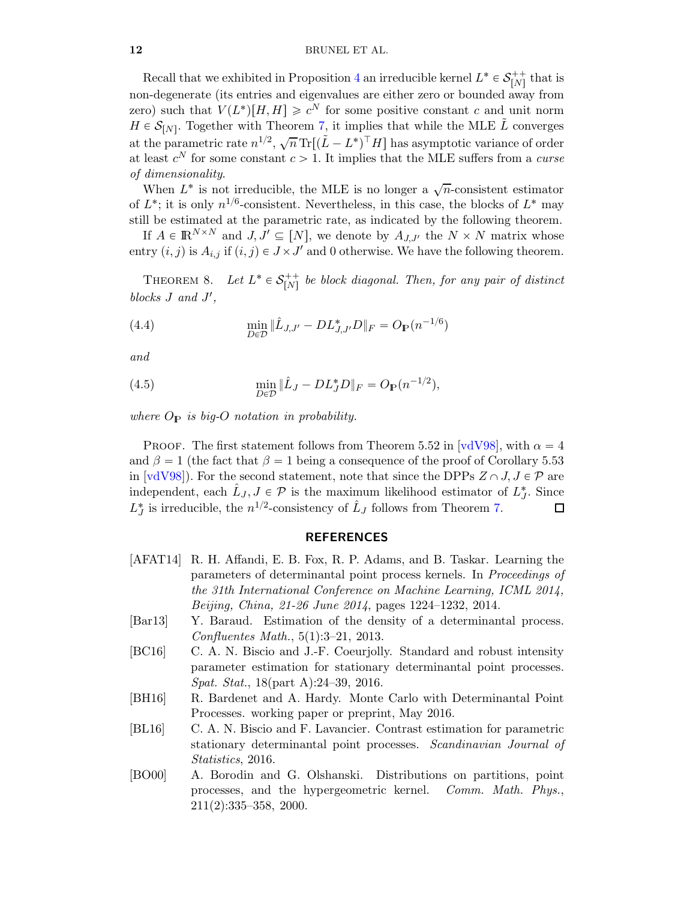Recall that we exhibited in Proposition 4 an irreducible kernel $L^* \in \mathcal{S}_{[N]}^{++}$ that is non-degenerate (its entries and eigenvalues are either zero or bounded away from zero) such that $V(L^*)[H, H] \geqslant c^N$ for some positive constant $c$ and unit norm $H \in \mathcal{S}_{[N]}$. Together with Theorem 7, it implies that while the MLE $\tilde{L}$ converges at the parametric rate $n^{1/2}$, $\sqrt{n}\,\mathrm{Tr}[(\tilde{L} - L^*)^\top H]$ has asymptotic variance of order at least $c^N$ for some constant $c > 1$. It implies that the MLE suffers from a *curse of dimensionality*.

When $L^*$ is not irreducible, the MLE is no longer a $\sqrt{n}$-consistent estimator of $L^*$; it is only $n^{1/6}$-consistent. Nevertheless, in this case, the blocks of $L^*$ may still be estimated at the parametric rate, as indicated by the following theorem.

If $A \in \mathbb{R}^{N\times N}$ and $J, J' \subseteq [N]$, we denote by $A_{J,J'}$ the $N \times N$ matrix whose entry $(i, j)$ is $A_{i,j}$ if $(i, j) \in J \times J'$ and 0 otherwise. We have the following theorem.

THEOREM 8. *Let $L^* \in \mathcal{S}_{[N]}^{++}$ be block diagonal. Then, for any pair of distinct blocks $J$ and $J'$,*

$$\min_{D\in\mathcal{D}} \|\hat{L}_{J,J'} - DL^*_{J,J'}D\|_F = O_{\mathbb{P}}(n^{-1/6}) \tag{4.4}$$

*and*

$$\min_{D\in\mathcal{D}} \|\hat{L}_J - DL^*_J D\|_F = O_{\mathbb{P}}(n^{-1/2}), \tag{4.5}$$

*where $O_{\mathbb{P}}$ is big-O notation in probability.*

PROOF. The first statement follows from Theorem 5.52 in [vdV98], with $\alpha = 4$ and $\beta = 1$ (the fact that $\beta = 1$ being a consequence of the proof of Corollary 5.53 in [vdV98]). For the second statement, note that since the DPPs $Z \cap J, J \in \mathcal{P}$ are independent, each $\hat{L}_J, J \in \mathcal{P}$ is the maximum likelihood estimator of $L^*_J$. Since $L^*_J$ is irreducible, the $n^{1/2}$-consistency of $\hat{L}_J$ follows from Theorem 7. □

## REFERENCES

[AFAT14] R. H. Affandi, E. B. Fox, R. P. Adams, and B. Taskar. Learning the parameters of determinantal point process kernels. In *Proceedings of the 31th International Conference on Machine Learning, ICML 2014, Beijing, China, 21-26 June 2014*, pages 1224–1232, 2014.

[Bar13] Y. Baraud. Estimation of the density of a determinantal process. *Confluentes Math.*, 5(1):3–21, 2013.

[BC16] C. A. N. Biscio and J.-F. Coeurjolly. Standard and robust intensity parameter estimation for stationary determinantal point processes. *Spat. Stat.*, 18(part A):24–39, 2016.

[BH16] R. Bardenet and A. Hardy. Monte Carlo with Determinantal Point Processes. working paper or preprint, May 2016.

[BL16] C. A. N. Biscio and F. Lavancier. Contrast estimation for parametric stationary determinantal point processes. *Scandinavian Journal of Statistics*, 2016.

[BO00] A. Borodin and G. Olshanski. Distributions on partitions, point processes, and the hypergeometric kernel. *Comm. Math. Phys.*, 211(2):335–358, 2000.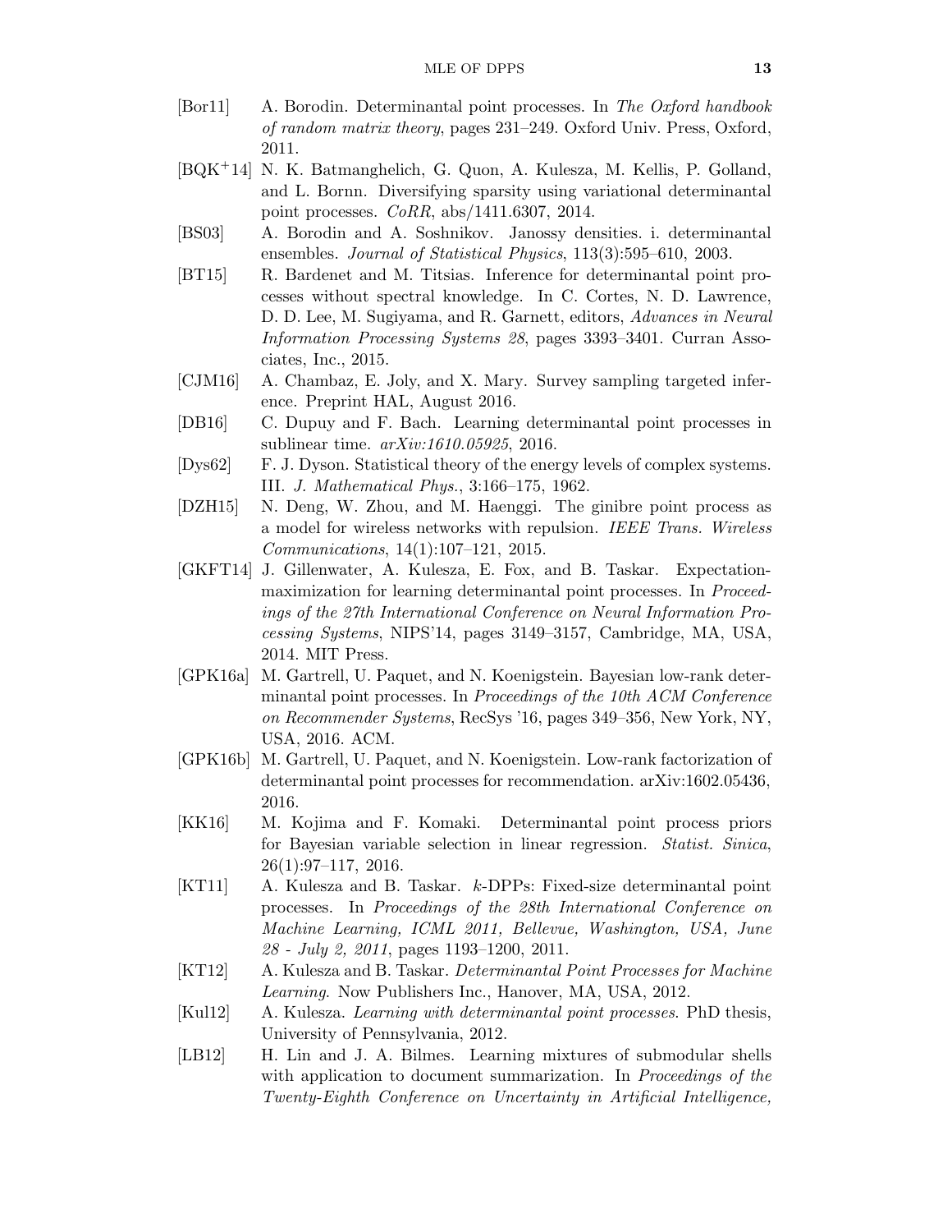[Bor11] A. Borodin. Determinantal point processes. In *The Oxford handbook of random matrix theory*, pages 231–249. Oxford Univ. Press, Oxford, 2011.

[BQK+14] N. K. Batmanghelich, G. Quon, A. Kulesza, M. Kellis, P. Golland, and L. Bornn. Diversifying sparsity using variational determinantal point processes. *CoRR*, abs/1411.6307, 2014.

[BS03] A. Borodin and A. Soshnikov. Janossy densities. i. determinantal ensembles. *Journal of Statistical Physics*, 113(3):595–610, 2003.

[BT15] R. Bardenet and M. Titsias. Inference for determinantal point processes without spectral knowledge. In C. Cortes, N. D. Lawrence, D. D. Lee, M. Sugiyama, and R. Garnett, editors, *Advances in Neural Information Processing Systems 28*, pages 3393–3401. Curran Associates, Inc., 2015.

[CJM16] A. Chambaz, E. Joly, and X. Mary. Survey sampling targeted inference. Preprint HAL, August 2016.

[DB16] C. Dupuy and F. Bach. Learning determinantal point processes in sublinear time. *arXiv:1610.05925*, 2016.

[Dys62] F. J. Dyson. Statistical theory of the energy levels of complex systems. III. *J. Mathematical Phys.*, 3:166–175, 1962.

[DZH15] N. Deng, W. Zhou, and M. Haenggi. The ginibre point process as a model for wireless networks with repulsion. *IEEE Trans. Wireless Communications*, 14(1):107–121, 2015.

[GKFT14] J. Gillenwater, A. Kulesza, E. Fox, and B. Taskar. Expectation-maximization for learning determinantal point processes. In *Proceedings of the 27th International Conference on Neural Information Processing Systems*, NIPS'14, pages 3149–3157, Cambridge, MA, USA, 2014. MIT Press.

[GPK16a] M. Gartrell, U. Paquet, and N. Koenigstein. Bayesian low-rank determinantal point processes. In *Proceedings of the 10th ACM Conference on Recommender Systems*, RecSys '16, pages 349–356, New York, NY, USA, 2016. ACM.

[GPK16b] M. Gartrell, U. Paquet, and N. Koenigstein. Low-rank factorization of determinantal point processes for recommendation. arXiv:1602.05436, 2016.

[KK16] M. Kojima and F. Komaki. Determinantal point process priors for Bayesian variable selection in linear regression. *Statist. Sinica*, 26(1):97–117, 2016.

[KT11] A. Kulesza and B. Taskar. $k$-DPPs: Fixed-size determinantal point processes. In *Proceedings of the 28th International Conference on Machine Learning, ICML 2011, Bellevue, Washington, USA, June 28 - July 2, 2011*, pages 1193–1200, 2011.

[KT12] A. Kulesza and B. Taskar. *Determinantal Point Processes for Machine Learning*. Now Publishers Inc., Hanover, MA, USA, 2012.

[Kul12] A. Kulesza. *Learning with determinantal point processes*. PhD thesis, University of Pennsylvania, 2012.

[LB12] H. Lin and J. A. Bilmes. Learning mixtures of submodular shells with application to document summarization. In *Proceedings of the Twenty-Eighth Conference on Uncertainty in Artificial Intelligence,*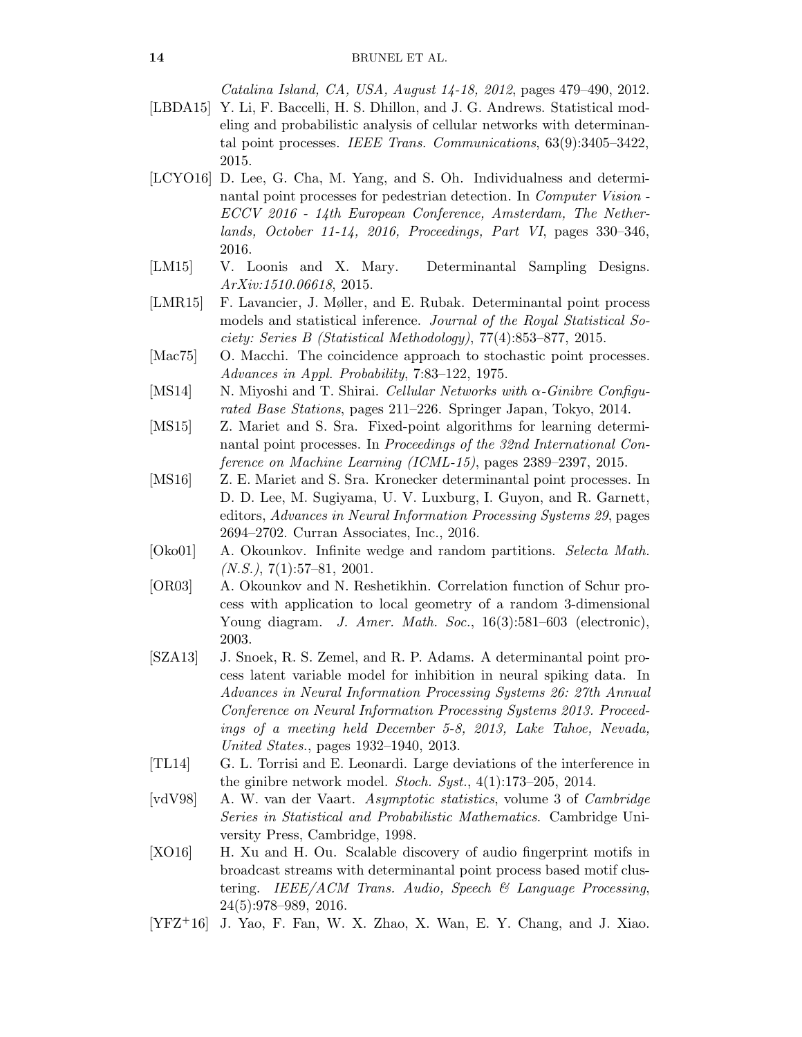*Catalina Island, CA, USA, August 14-18, 2012*, pages 479–490, 2012.

[LBDA15] Y. Li, F. Baccelli, H. S. Dhillon, and J. G. Andrews. Statistical modeling and probabilistic analysis of cellular networks with determinantal point processes. *IEEE Trans. Communications*, 63(9):3405–3422, 2015.

[LCYO16] D. Lee, G. Cha, M. Yang, and S. Oh. Individualness and determinantal point processes for pedestrian detection. In *Computer Vision - ECCV 2016 - 14th European Conference, Amsterdam, The Netherlands, October 11-14, 2016, Proceedings, Part VI*, pages 330–346, 2016.

[LM15] V. Loonis and X. Mary. Determinantal Sampling Designs. *ArXiv:1510.06618*, 2015.

[LMR15] F. Lavancier, J. Møller, and E. Rubak. Determinantal point process models and statistical inference. *Journal of the Royal Statistical Society: Series B (Statistical Methodology)*, 77(4):853–877, 2015.

[Mac75] O. Macchi. The coincidence approach to stochastic point processes. *Advances in Appl. Probability*, 7:83–122, 1975.

[MS14] N. Miyoshi and T. Shirai. *Cellular Networks with $\alpha$-Ginibre Configurated Base Stations*, pages 211–226. Springer Japan, Tokyo, 2014.

[MS15] Z. Mariet and S. Sra. Fixed-point algorithms for learning determinantal point processes. In *Proceedings of the 32nd International Conference on Machine Learning (ICML-15)*, pages 2389–2397, 2015.

[MS16] Z. E. Mariet and S. Sra. Kronecker determinantal point processes. In D. D. Lee, M. Sugiyama, U. V. Luxburg, I. Guyon, and R. Garnett, editors, *Advances in Neural Information Processing Systems 29*, pages 2694–2702. Curran Associates, Inc., 2016.

[Oko01] A. Okounkov. Infinite wedge and random partitions. *Selecta Math. (N.S.)*, 7(1):57–81, 2001.

[OR03] A. Okounkov and N. Reshetikhin. Correlation function of Schur process with application to local geometry of a random 3-dimensional Young diagram. *J. Amer. Math. Soc.*, 16(3):581–603 (electronic), 2003.

[SZA13] J. Snoek, R. S. Zemel, and R. P. Adams. A determinantal point process latent variable model for inhibition in neural spiking data. In *Advances in Neural Information Processing Systems 26: 27th Annual Conference on Neural Information Processing Systems 2013. Proceedings of a meeting held December 5-8, 2013, Lake Tahoe, Nevada, United States.*, pages 1932–1940, 2013.

[TL14] G. L. Torrisi and E. Leonardi. Large deviations of the interference in the ginibre network model. *Stoch. Syst.*, 4(1):173–205, 2014.

[vdV98] A. W. van der Vaart. *Asymptotic statistics*, volume 3 of *Cambridge Series in Statistical and Probabilistic Mathematics*. Cambridge University Press, Cambridge, 1998.

[XO16] H. Xu and H. Ou. Scalable discovery of audio fingerprint motifs in broadcast streams with determinantal point process based motif clustering. *IEEE/ACM Trans. Audio, Speech & Language Processing*, 24(5):978–989, 2016.

[YFZ+16] J. Yao, F. Fan, W. X. Zhao, X. Wan, E. Y. Chang, and J. Xiao.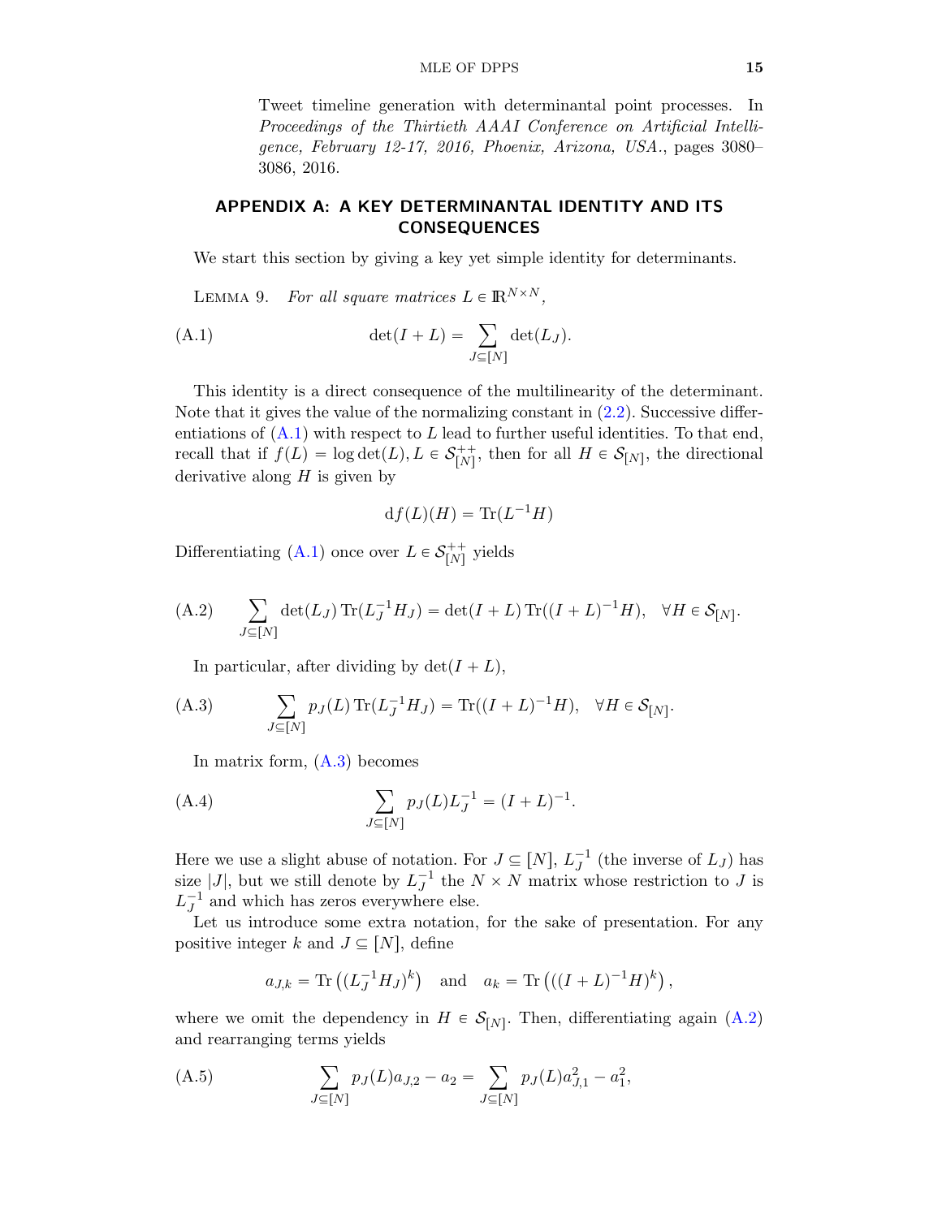Tweet timeline generation with determinantal point processes. In *Proceedings of the Thirtieth AAAI Conference on Artificial Intelligence, February 12-17, 2016, Phoenix, Arizona, USA.*, pages 3080–3086, 2016.

## APPENDIX A: A KEY DETERMINANTAL IDENTITY AND ITS CONSEQUENCES

We start this section by giving a key yet simple identity for determinants.

LEMMA 9. *For all square matrices $L \in \mathbb{R}^{N \times N}$,*

$$\det(I + L) = \sum_{J \subseteq [N]} \det(L_J). \tag{A.1}$$

This identity is a direct consequence of the multilinearity of the determinant. Note that it gives the value of the normalizing constant in (2.2). Successive differentiations of (A.1) with respect to $L$ lead to further useful identities. To that end, recall that if $f(L) = \log\det(L), L \in \mathcal{S}_{[N]}^{++}$, then for all $H \in \mathcal{S}_{[N]}$, the directional derivative along $H$ is given by

$$\mathrm{d}f(L)(H) = \mathrm{Tr}(L^{-1}H)$$

Differentiating (A.1) once over $L \in \mathcal{S}_{[N]}^{++}$ yields

$$\sum_{J \subseteq [N]} \det(L_J)\,\mathrm{Tr}(L_J^{-1}H_J) = \det(I + L)\,\mathrm{Tr}((I + L)^{-1}H), \quad \forall H \in \mathcal{S}_{[N]}. \tag{A.2}$$

In particular, after dividing by $\det(I + L)$,

$$\sum_{J \subseteq [N]} p_J(L)\,\mathrm{Tr}(L_J^{-1}H_J) = \mathrm{Tr}((I + L)^{-1}H), \quad \forall H \in \mathcal{S}_{[N]}. \tag{A.3}$$

In matrix form, (A.3) becomes

$$\sum_{J \subseteq [N]} p_J(L)L_J^{-1} = (I + L)^{-1}. \tag{A.4}$$

Here we use a slight abuse of notation. For $J \subseteq [N]$, $L_J^{-1}$ (the inverse of $L_J$) has size $|J|$, but we still denote by $L_J^{-1}$ the $N \times N$ matrix whose restriction to $J$ is $L_J^{-1}$ and which has zeros everywhere else.

Let us introduce some extra notation, for the sake of presentation. For any positive integer $k$ and $J \subseteq [N]$, define

$$a_{J,k} = \mathrm{Tr}\left((L_J^{-1}H_J)^k\right) \quad \text{and} \quad a_k = \mathrm{Tr}\left(((I + L)^{-1}H)^k\right),$$

where we omit the dependency in $H \in \mathcal{S}_{[N]}$. Then, differentiating again (A.2) and rearranging terms yields

$$\sum_{J \subseteq [N]} p_J(L)a_{J,2} - a_2 = \sum_{J \subseteq [N]} p_J(L)a_{J,1}^2 - a_1^2, \tag{A.5}$$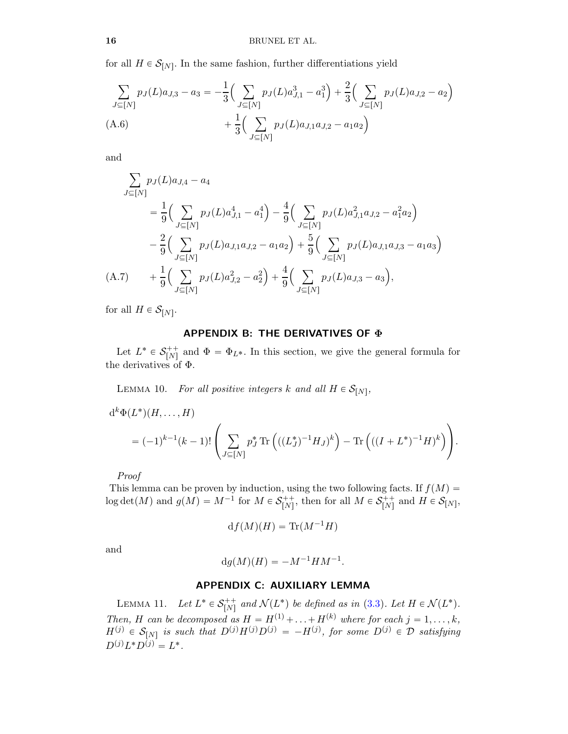for all $H \in \mathcal{S}_{[N]}$. In the same fashion, further differentiations yield

$$
\begin{aligned}
\sum_{J\subseteq[N]} p_J(L)a_{J,3} - a_3 = &-\frac{1}{3}\Big(\sum_{J\subseteq[N]} p_J(L)a_{J,1}^3 - a_1^3\Big) + \frac{2}{3}\Big(\sum_{J\subseteq[N]} p_J(L)a_{J,2} - a_2\Big) \\
&+ \frac{1}{3}\Big(\sum_{J\subseteq[N]} p_J(L)a_{J,1}a_{J,2} - a_1a_2\Big)
\end{aligned}
\tag{A.6}
$$

and

$$
\begin{aligned}
&\sum_{J\subseteq[N]} p_J(L)a_{J,4} - a_4 \\
&\qquad = \frac{1}{9}\Big(\sum_{J\subseteq[N]} p_J(L)a_{J,1}^4 - a_1^4\Big) - \frac{4}{9}\Big(\sum_{J\subseteq[N]} p_J(L)a_{J,1}^2a_{J,2} - a_1^2a_2\Big) \\
&\qquad - \frac{2}{9}\Big(\sum_{J\subseteq[N]} p_J(L)a_{J,1}a_{J,2} - a_1a_2\Big) + \frac{5}{9}\Big(\sum_{J\subseteq[N]} p_J(L)a_{J,1}a_{J,3} - a_1a_3\Big) \\
&\qquad + \frac{1}{9}\Big(\sum_{J\subseteq[N]} p_J(L)a_{J,2}^2 - a_2^2\Big) + \frac{4}{9}\Big(\sum_{J\subseteq[N]} p_J(L)a_{J,3} - a_3\Big),
\end{aligned}
\tag{A.7}
$$

for all $H \in \mathcal{S}_{[N]}$.

## APPENDIX B: THE DERIVATIVES OF $\Phi$

Let $L^* \in \mathcal{S}_{[N]}^{++}$ and $\Phi = \Phi_{L^*}$. In this section, we give the general formula for the derivatives of $\Phi$.

LEMMA 10. *For all positive integers $k$ and all $H \in \mathcal{S}_{[N]}$,*

$$
\begin{aligned}
&\mathrm{d}^k\Phi(L^*)(H,\ldots,H) \\
&\qquad = (-1)^{k-1}(k-1)!\left(\sum_{J\subseteq[N]} p_J^* \operatorname{Tr}\left(((L_J^*)^{-1}H_J)^k\right) - \operatorname{Tr}\left(((I+L^*)^{-1}H)^k\right)\right).
\end{aligned}
$$

*Proof*
This lemma can be proven by induction, using the two following facts. If $f(M) = \log\det(M)$ and $g(M) = M^{-1}$ for $M \in \mathcal{S}_{[N]}^{++}$, then for all $M \in \mathcal{S}_{[N]}^{++}$ and $H \in \mathcal{S}_{[N]}$,

$$\mathrm{d}f(M)(H) = \operatorname{Tr}(M^{-1}H)$$

and

$$\mathrm{d}g(M)(H) = -M^{-1}HM^{-1}.$$

## APPENDIX C: AUXILIARY LEMMA

LEMMA 11. *Let $L^* \in \mathcal{S}_{[N]}^{++}$ and $\mathcal{N}(L^*)$ be defined as in (3.3). Let $H \in \mathcal{N}(L^*)$. Then, $H$ can be decomposed as $H = H^{(1)} + \ldots + H^{(k)}$ where for each $j = 1, \ldots, k$, $H^{(j)} \in \mathcal{S}_{[N]}$ is such that $D^{(j)}H^{(j)}D^{(j)} = -H^{(j)}$, for some $D^{(j)} \in \mathcal{D}$ satisfying $D^{(j)}L^*D^{(j)} = L^*$.*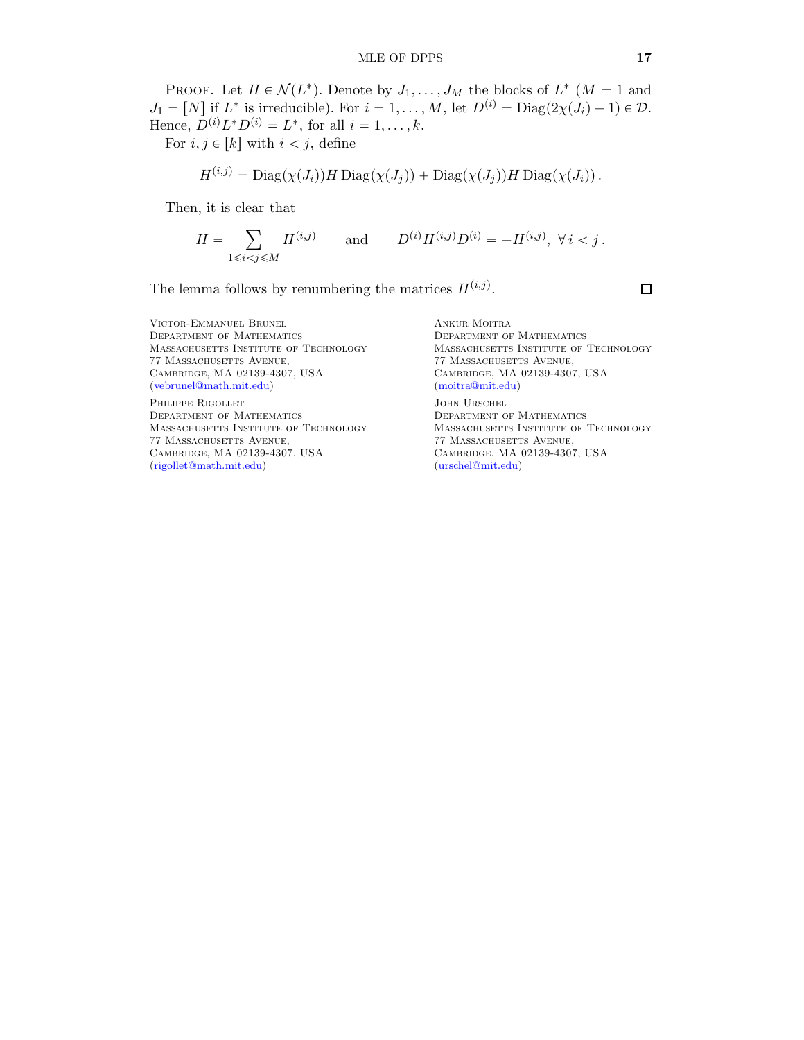PROOF. Let $H \in \mathcal{N}(L^*)$. Denote by $J_1, \ldots, J_M$ the blocks of $L^*$ ($M = 1$ and $J_1 = [N]$ if $L^*$ is irreducible). For $i = 1, \ldots, M$, let $D^{(i)} = \mathrm{Diag}(2\chi(J_i) - 1) \in \mathcal{D}$. Hence, $D^{(i)} L^* D^{(i)} = L^*$, for all $i = 1, \ldots, k$.

For $i, j \in [k]$ with $i < j$, define

$$H^{(i,j)} = \mathrm{Diag}(\chi(J_i)) H \,\mathrm{Diag}(\chi(J_j)) + \mathrm{Diag}(\chi(J_j)) H \,\mathrm{Diag}(\chi(J_i)) .$$

Then, it is clear that

$$H = \sum_{1 \leqslant i < j \leqslant M} H^{(i,j)} \qquad \text{and} \qquad D^{(i)} H^{(i,j)} D^{(i)} = -H^{(i,j)}, \ \forall\, i < j .$$

The lemma follows by renumbering the matrices $H^{(i,j)}$. □

VICTOR-EMMANUEL BRUNEL
DEPARTMENT OF MATHEMATICS
MASSACHUSETTS INSTITUTE OF TECHNOLOGY
77 MASSACHUSETTS AVENUE,
CAMBRIDGE, MA 02139-4307, USA
(vebrunel@math.mit.edu)

PHILIPPE RIGOLLET
DEPARTMENT OF MATHEMATICS
MASSACHUSETTS INSTITUTE OF TECHNOLOGY
77 MASSACHUSETTS AVENUE,
CAMBRIDGE, MA 02139-4307, USA
(rigollet@math.mit.edu)

ANKUR MOITRA
DEPARTMENT OF MATHEMATICS
MASSACHUSETTS INSTITUTE OF TECHNOLOGY
77 MASSACHUSETTS AVENUE,
CAMBRIDGE, MA 02139-4307, USA
(moitra@mit.edu)

JOHN URSCHEL
DEPARTMENT OF MATHEMATICS
MASSACHUSETTS INSTITUTE OF TECHNOLOGY
77 MASSACHUSETTS AVENUE,
CAMBRIDGE, MA 02139-4307, USA
(urschel@mit.edu)